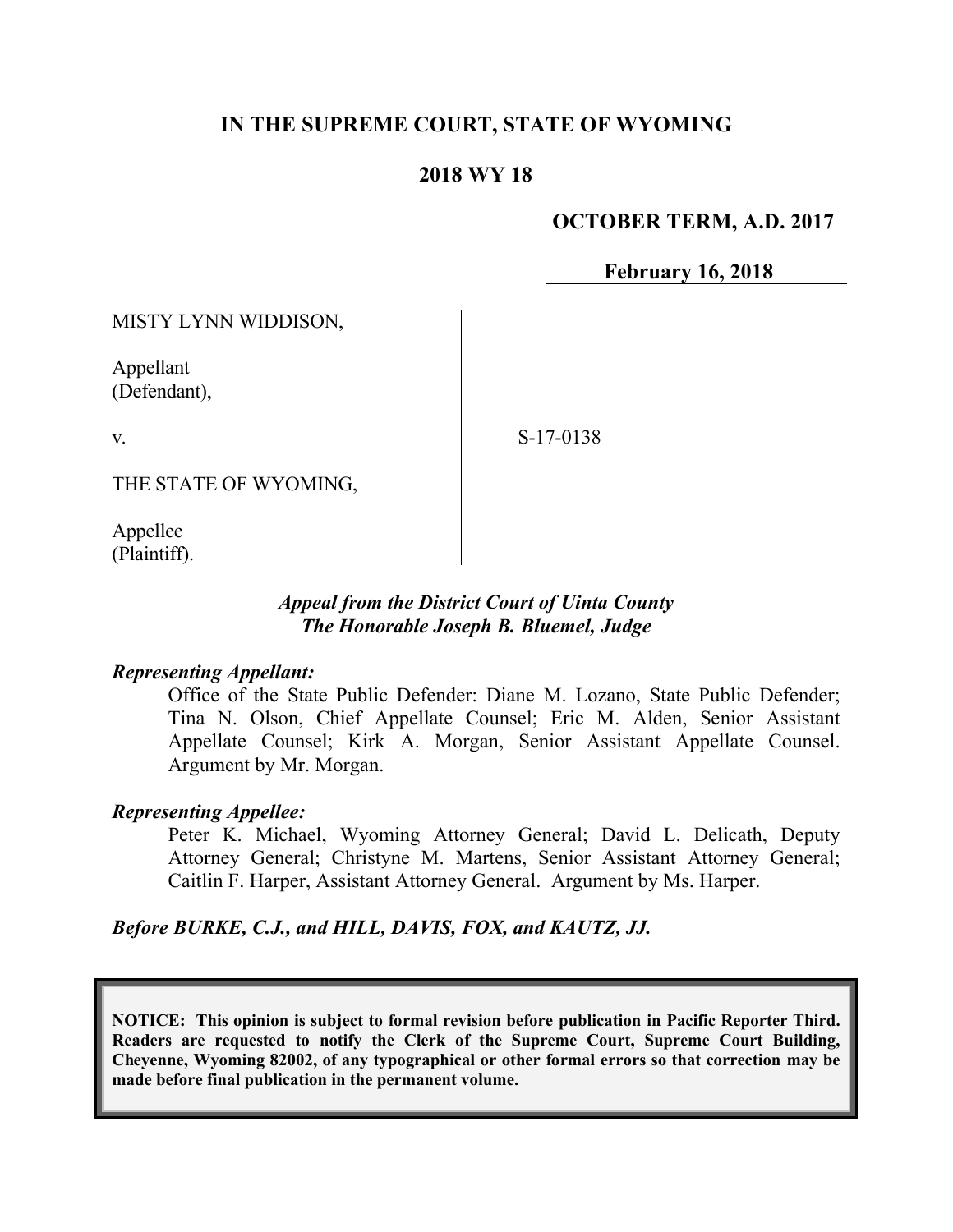**IN THE SUPREME COURT, STATE OF WYOMING**

**2018 WY 18**

**OCTOBER TERM, A.D. 2017**

**February 16, 2018**

MISTY LYNN WIDDISON,

Appellant
(Defendant),

v.

THE STATE OF WYOMING,

Appellee
(Plaintiff).

S-17-0138

***Appeal from the District Court of Uinta County***
***The Honorable Joseph B. Bluemel, Judge***

***Representing Appellant:***

Office of the State Public Defender: Diane M. Lozano, State Public Defender; Tina N. Olson, Chief Appellate Counsel; Eric M. Alden, Senior Assistant Appellate Counsel; Kirk A. Morgan, Senior Assistant Appellate Counsel. Argument by Mr. Morgan.

***Representing Appellee:***

Peter K. Michael, Wyoming Attorney General; David L. Delicath, Deputy Attorney General; Christyne M. Martens, Senior Assistant Attorney General; Caitlin F. Harper, Assistant Attorney General. Argument by Ms. Harper.

***Before BURKE, C.J., and HILL, DAVIS, FOX, and KAUTZ, JJ.***

**NOTICE: This opinion is subject to formal revision before publication in Pacific Reporter Third. Readers are requested to notify the Clerk of the Supreme Court, Supreme Court Building, Cheyenne, Wyoming 82002, of any typographical or other formal errors so that correction may be made before final publication in the permanent volume.**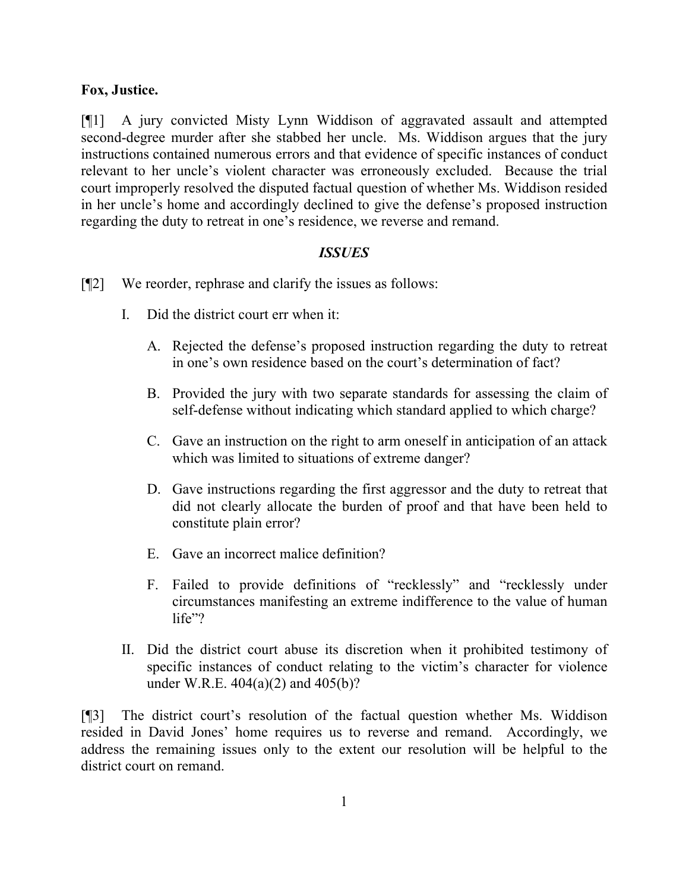**Fox, Justice.**

[¶1] A jury convicted Misty Lynn Widdison of aggravated assault and attempted second-degree murder after she stabbed her uncle. Ms. Widdison argues that the jury instructions contained numerous errors and that evidence of specific instances of conduct relevant to her uncle's violent character was erroneously excluded. Because the trial court improperly resolved the disputed factual question of whether Ms. Widdison resided in her uncle's home and accordingly declined to give the defense's proposed instruction regarding the duty to retreat in one's residence, we reverse and remand.

***ISSUES***

[¶2] We reorder, rephrase and clarify the issues as follows:

I. Did the district court err when it:

   A. Rejected the defense's proposed instruction regarding the duty to retreat in one's own residence based on the court's determination of fact?

   B. Provided the jury with two separate standards for assessing the claim of self-defense without indicating which standard applied to which charge?

   C. Gave an instruction on the right to arm oneself in anticipation of an attack which was limited to situations of extreme danger?

   D. Gave instructions regarding the first aggressor and the duty to retreat that did not clearly allocate the burden of proof and that have been held to constitute plain error?

   E. Gave an incorrect malice definition?

   F. Failed to provide definitions of "recklessly" and "recklessly under circumstances manifesting an extreme indifference to the value of human life"?

II. Did the district court abuse its discretion when it prohibited testimony of specific instances of conduct relating to the victim's character for violence under W.R.E. 404(a)(2) and 405(b)?

[¶3] The district court's resolution of the factual question whether Ms. Widdison resided in David Jones' home requires us to reverse and remand. Accordingly, we address the remaining issues only to the extent our resolution will be helpful to the district court on remand.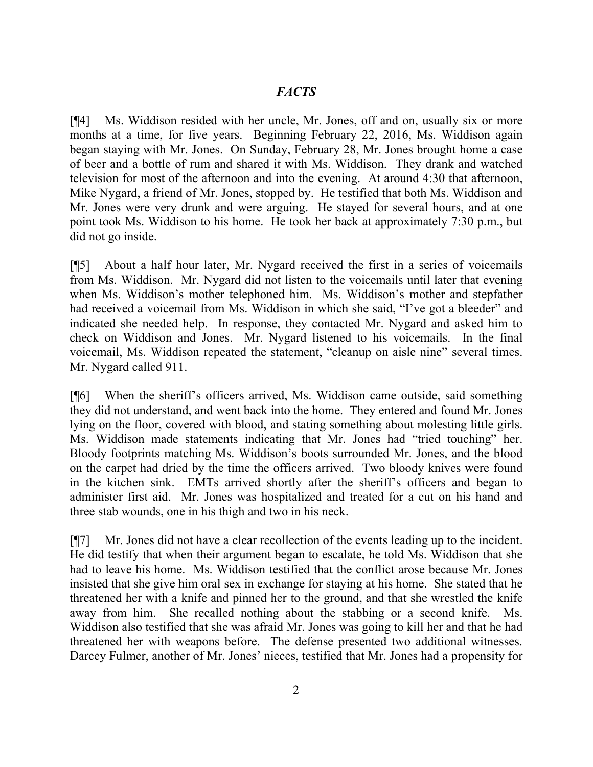## *FACTS*

[¶4] Ms. Widdison resided with her uncle, Mr. Jones, off and on, usually six or more months at a time, for five years. Beginning February 22, 2016, Ms. Widdison again began staying with Mr. Jones. On Sunday, February 28, Mr. Jones brought home a case of beer and a bottle of rum and shared it with Ms. Widdison. They drank and watched television for most of the afternoon and into the evening. At around 4:30 that afternoon, Mike Nygard, a friend of Mr. Jones, stopped by. He testified that both Ms. Widdison and Mr. Jones were very drunk and were arguing. He stayed for several hours, and at one point took Ms. Widdison to his home. He took her back at approximately 7:30 p.m., but did not go inside.

[¶5] About a half hour later, Mr. Nygard received the first in a series of voicemails from Ms. Widdison. Mr. Nygard did not listen to the voicemails until later that evening when Ms. Widdison's mother telephoned him. Ms. Widdison's mother and stepfather had received a voicemail from Ms. Widdison in which she said, "I've got a bleeder" and indicated she needed help. In response, they contacted Mr. Nygard and asked him to check on Widdison and Jones. Mr. Nygard listened to his voicemails. In the final voicemail, Ms. Widdison repeated the statement, "cleanup on aisle nine" several times. Mr. Nygard called 911.

[¶6] When the sheriff's officers arrived, Ms. Widdison came outside, said something they did not understand, and went back into the home. They entered and found Mr. Jones lying on the floor, covered with blood, and stating something about molesting little girls. Ms. Widdison made statements indicating that Mr. Jones had "tried touching" her. Bloody footprints matching Ms. Widdison's boots surrounded Mr. Jones, and the blood on the carpet had dried by the time the officers arrived. Two bloody knives were found in the kitchen sink. EMTs arrived shortly after the sheriff's officers and began to administer first aid. Mr. Jones was hospitalized and treated for a cut on his hand and three stab wounds, one in his thigh and two in his neck.

[¶7] Mr. Jones did not have a clear recollection of the events leading up to the incident. He did testify that when their argument began to escalate, he told Ms. Widdison that she had to leave his home. Ms. Widdison testified that the conflict arose because Mr. Jones insisted that she give him oral sex in exchange for staying at his home. She stated that he threatened her with a knife and pinned her to the ground, and that she wrestled the knife away from him. She recalled nothing about the stabbing or a second knife. Ms. Widdison also testified that she was afraid Mr. Jones was going to kill her and that he had threatened her with weapons before. The defense presented two additional witnesses. Darcey Fulmer, another of Mr. Jones' nieces, testified that Mr. Jones had a propensity for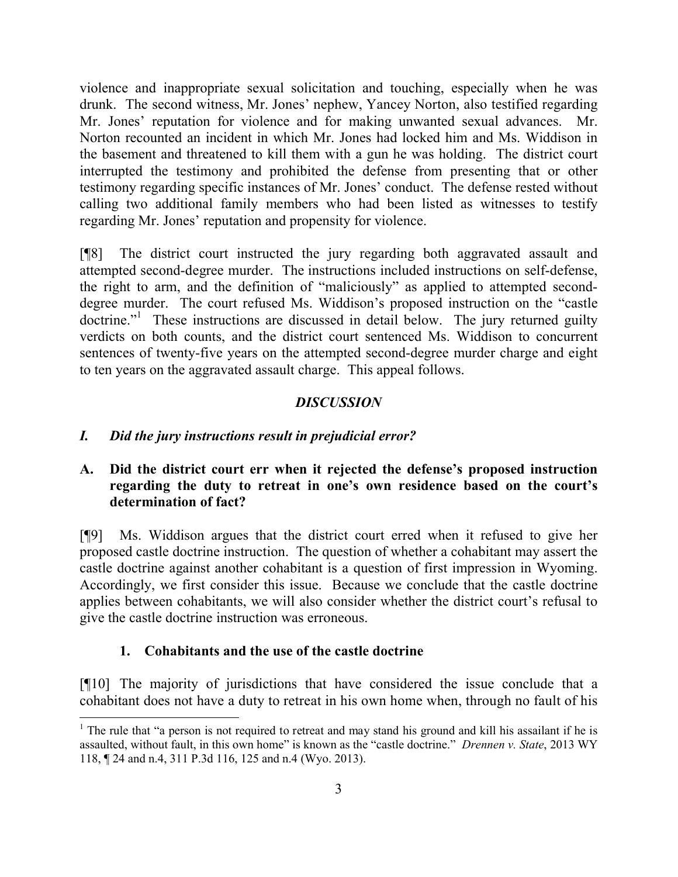violence and inappropriate sexual solicitation and touching, especially when he was drunk. The second witness, Mr. Jones' nephew, Yancey Norton, also testified regarding Mr. Jones' reputation for violence and for making unwanted sexual advances. Mr. Norton recounted an incident in which Mr. Jones had locked him and Ms. Widdison in the basement and threatened to kill them with a gun he was holding. The district court interrupted the testimony and prohibited the defense from presenting that or other testimony regarding specific instances of Mr. Jones' conduct. The defense rested without calling two additional family members who had been listed as witnesses to testify regarding Mr. Jones' reputation and propensity for violence.

[¶8] The district court instructed the jury regarding both aggravated assault and attempted second-degree murder. The instructions included instructions on self-defense, the right to arm, and the definition of "maliciously" as applied to attempted second-degree murder. The court refused Ms. Widdison's proposed instruction on the "castle doctrine."[1] These instructions are discussed in detail below. The jury returned guilty verdicts on both counts, and the district court sentenced Ms. Widdison to concurrent sentences of twenty-five years on the attempted second-degree murder charge and eight to ten years on the aggravated assault charge. This appeal follows.

## *DISCUSSION*

### *I. Did the jury instructions result in prejudicial error?*

### A. Did the district court err when it rejected the defense's proposed instruction regarding the duty to retreat in one's own residence based on the court's determination of fact?

[¶9] Ms. Widdison argues that the district court erred when it refused to give her proposed castle doctrine instruction. The question of whether a cohabitant may assert the castle doctrine against another cohabitant is a question of first impression in Wyoming. Accordingly, we first consider this issue. Because we conclude that the castle doctrine applies between cohabitants, we will also consider whether the district court's refusal to give the castle doctrine instruction was erroneous.

#### 1. Cohabitants and the use of the castle doctrine

[¶10] The majority of jurisdictions that have considered the issue conclude that a cohabitant does not have a duty to retreat in his own home when, through no fault of his

---

[1] The rule that "a person is not required to retreat and may stand his ground and kill his assailant if he is assaulted, without fault, in this own home" is known as the "castle doctrine." *Drennen v. State*, 2013 WY 118, ¶ 24 and n.4, 311 P.3d 116, 125 and n.4 (Wyo. 2013).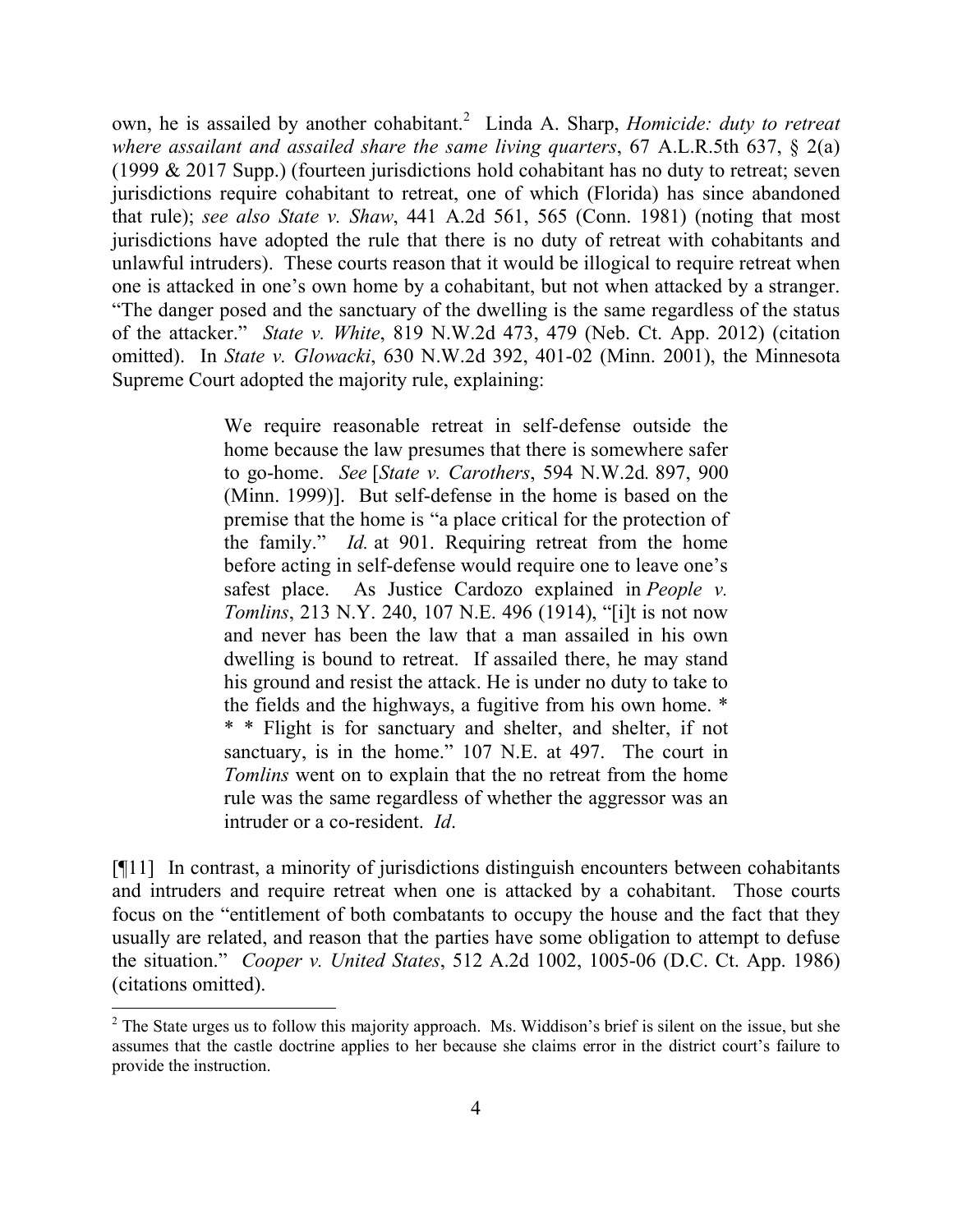own, he is assailed by another cohabitant.[2] Linda A. Sharp, *Homicide: duty to retreat where assailant and assailed share the same living quarters*, 67 A.L.R.5th 637, § 2(a) (1999 & 2017 Supp.) (fourteen jurisdictions hold cohabitant has no duty to retreat; seven jurisdictions require cohabitant to retreat, one of which (Florida) has since abandoned that rule); *see also State v. Shaw*, 441 A.2d 561, 565 (Conn. 1981) (noting that most jurisdictions have adopted the rule that there is no duty of retreat with cohabitants and unlawful intruders). These courts reason that it would be illogical to require retreat when one is attacked in one's own home by a cohabitant, but not when attacked by a stranger. "The danger posed and the sanctuary of the dwelling is the same regardless of the status of the attacker." *State v. White*, 819 N.W.2d 473, 479 (Neb. Ct. App. 2012) (citation omitted). In *State v. Glowacki*, 630 N.W.2d 392, 401-02 (Minn. 2001), the Minnesota Supreme Court adopted the majority rule, explaining:

> We require reasonable retreat in self-defense outside the home because the law presumes that there is somewhere safer to go-home. *See* [*State v. Carothers*, 594 N.W.2d. 897, 900 (Minn. 1999)]. But self-defense in the home is based on the premise that the home is "a place critical for the protection of the family." *Id.* at 901. Requiring retreat from the home before acting in self-defense would require one to leave one's safest place. As Justice Cardozo explained in *People v. Tomlins*, 213 N.Y. 240, 107 N.E. 496 (1914), "[i]t is not now and never has been the law that a man assailed in his own dwelling is bound to retreat. If assailed there, he may stand his ground and resist the attack. He is under no duty to take to the fields and the highways, a fugitive from his own home. * * * Flight is for sanctuary and shelter, and shelter, if not sanctuary, is in the home." 107 N.E. at 497. The court in *Tomlins* went on to explain that the no retreat from the home rule was the same regardless of whether the aggressor was an intruder or a co-resident. *Id*.

[¶11] In contrast, a minority of jurisdictions distinguish encounters between cohabitants and intruders and require retreat when one is attacked by a cohabitant. Those courts focus on the "entitlement of both combatants to occupy the house and the fact that they usually are related, and reason that the parties have some obligation to attempt to defuse the situation." *Cooper v. United States*, 512 A.2d 1002, 1005-06 (D.C. Ct. App. 1986) (citations omitted).

---

[2] The State urges us to follow this majority approach. Ms. Widdison's brief is silent on the issue, but she assumes that the castle doctrine applies to her because she claims error in the district court's failure to provide the instruction.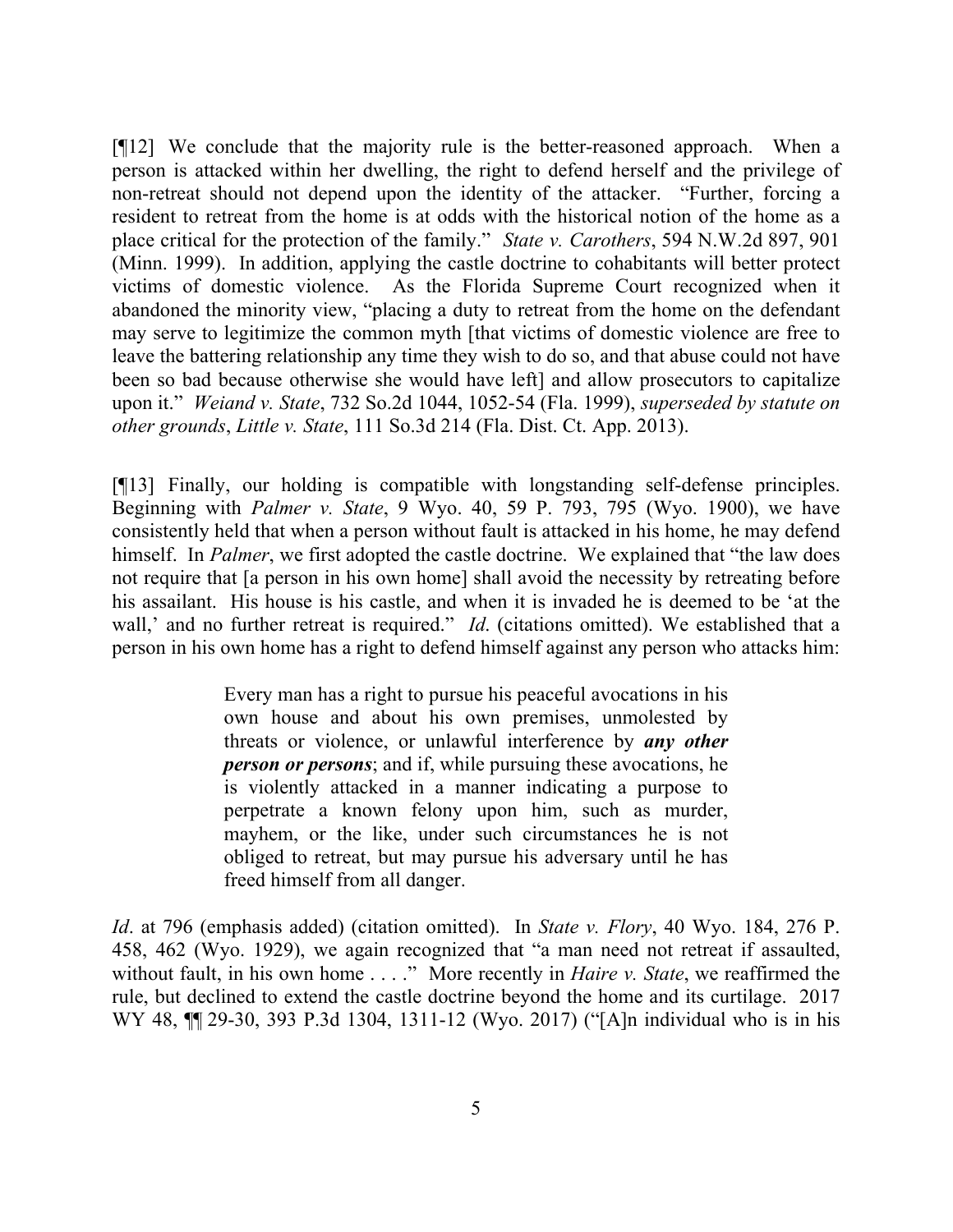[¶12] We conclude that the majority rule is the better-reasoned approach. When a person is attacked within her dwelling, the right to defend herself and the privilege of non-retreat should not depend upon the identity of the attacker. "Further, forcing a resident to retreat from the home is at odds with the historical notion of the home as a place critical for the protection of the family." *State v. Carothers*, 594 N.W.2d 897, 901 (Minn. 1999). In addition, applying the castle doctrine to cohabitants will better protect victims of domestic violence. As the Florida Supreme Court recognized when it abandoned the minority view, "placing a duty to retreat from the home on the defendant may serve to legitimize the common myth [that victims of domestic violence are free to leave the battering relationship any time they wish to do so, and that abuse could not have been so bad because otherwise she would have left] and allow prosecutors to capitalize upon it." *Weiand v. State*, 732 So.2d 1044, 1052-54 (Fla. 1999), *superseded by statute on other grounds*, *Little v. State*, 111 So.3d 214 (Fla. Dist. Ct. App. 2013).

[¶13] Finally, our holding is compatible with longstanding self-defense principles. Beginning with *Palmer v. State*, 9 Wyo. 40, 59 P. 793, 795 (Wyo. 1900), we have consistently held that when a person without fault is attacked in his home, he may defend himself. In *Palmer*, we first adopted the castle doctrine. We explained that "the law does not require that [a person in his own home] shall avoid the necessity by retreating before his assailant. His house is his castle, and when it is invaded he is deemed to be 'at the wall,' and no further retreat is required." *Id*. (citations omitted). We established that a person in his own home has a right to defend himself against any person who attacks him:

> Every man has a right to pursue his peaceful avocations in his own house and about his own premises, unmolested by threats or violence, or unlawful interference by ***any other person or persons***; and if, while pursuing these avocations, he is violently attacked in a manner indicating a purpose to perpetrate a known felony upon him, such as murder, mayhem, or the like, under such circumstances he is not obliged to retreat, but may pursue his adversary until he has freed himself from all danger.

*Id*. at 796 (emphasis added) (citation omitted). In *State v. Flory*, 40 Wyo. 184, 276 P. 458, 462 (Wyo. 1929), we again recognized that "a man need not retreat if assaulted, without fault, in his own home . . . ." More recently in *Haire v. State*, we reaffirmed the rule, but declined to extend the castle doctrine beyond the home and its curtilage. 2017 WY 48, ¶¶ 29-30, 393 P.3d 1304, 1311-12 (Wyo. 2017) ("[A]n individual who is in his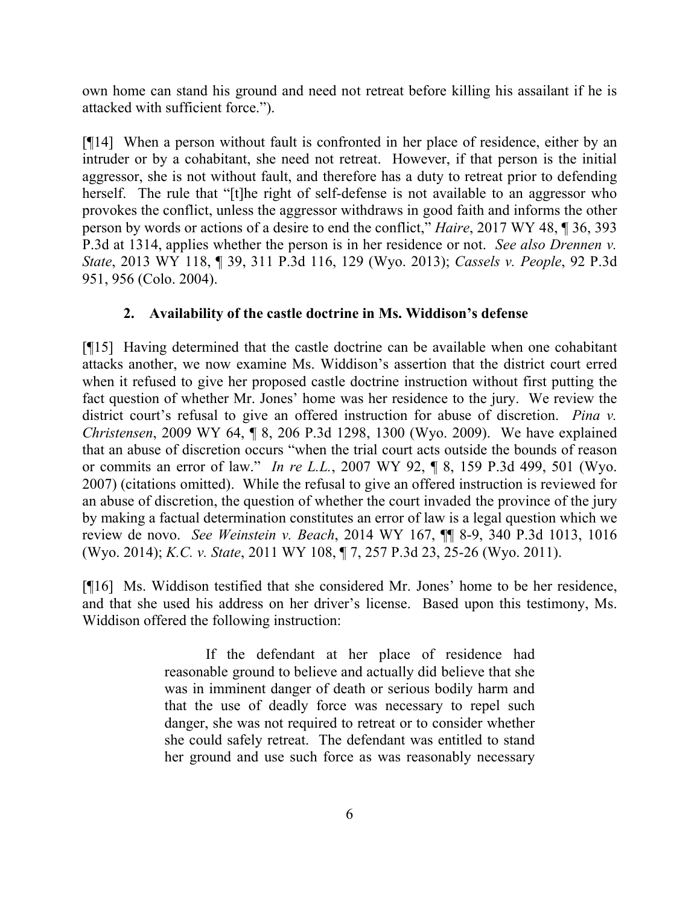own home can stand his ground and need not retreat before killing his assailant if he is attacked with sufficient force.").

[¶14] When a person without fault is confronted in her place of residence, either by an intruder or by a cohabitant, she need not retreat. However, if that person is the initial aggressor, she is not without fault, and therefore has a duty to retreat prior to defending herself. The rule that "[t]he right of self-defense is not available to an aggressor who provokes the conflict, unless the aggressor withdraws in good faith and informs the other person by words or actions of a desire to end the conflict," *Haire*, 2017 WY 48, ¶ 36, 393 P.3d at 1314, applies whether the person is in her residence or not. *See also Drennen v. State*, 2013 WY 118, ¶ 39, 311 P.3d 116, 129 (Wyo. 2013); *Cassels v. People*, 92 P.3d 951, 956 (Colo. 2004).

### 2. Availability of the castle doctrine in Ms. Widdison's defense

[¶15] Having determined that the castle doctrine can be available when one cohabitant attacks another, we now examine Ms. Widdison's assertion that the district court erred when it refused to give her proposed castle doctrine instruction without first putting the fact question of whether Mr. Jones' home was her residence to the jury. We review the district court's refusal to give an offered instruction for abuse of discretion. *Pina v. Christensen*, 2009 WY 64, ¶ 8, 206 P.3d 1298, 1300 (Wyo. 2009). We have explained that an abuse of discretion occurs "when the trial court acts outside the bounds of reason or commits an error of law." *In re L.L.*, 2007 WY 92, ¶ 8, 159 P.3d 499, 501 (Wyo. 2007) (citations omitted). While the refusal to give an offered instruction is reviewed for an abuse of discretion, the question of whether the court invaded the province of the jury by making a factual determination constitutes an error of law is a legal question which we review de novo. *See Weinstein v. Beach*, 2014 WY 167, ¶¶ 8-9, 340 P.3d 1013, 1016 (Wyo. 2014); *K.C. v. State*, 2011 WY 108, ¶ 7, 257 P.3d 23, 25-26 (Wyo. 2011).

[¶16] Ms. Widdison testified that she considered Mr. Jones' home to be her residence, and that she used his address on her driver's license. Based upon this testimony, Ms. Widdison offered the following instruction:

> If the defendant at her place of residence had reasonable ground to believe and actually did believe that she was in imminent danger of death or serious bodily harm and that the use of deadly force was necessary to repel such danger, she was not required to retreat or to consider whether she could safely retreat. The defendant was entitled to stand her ground and use such force as was reasonably necessary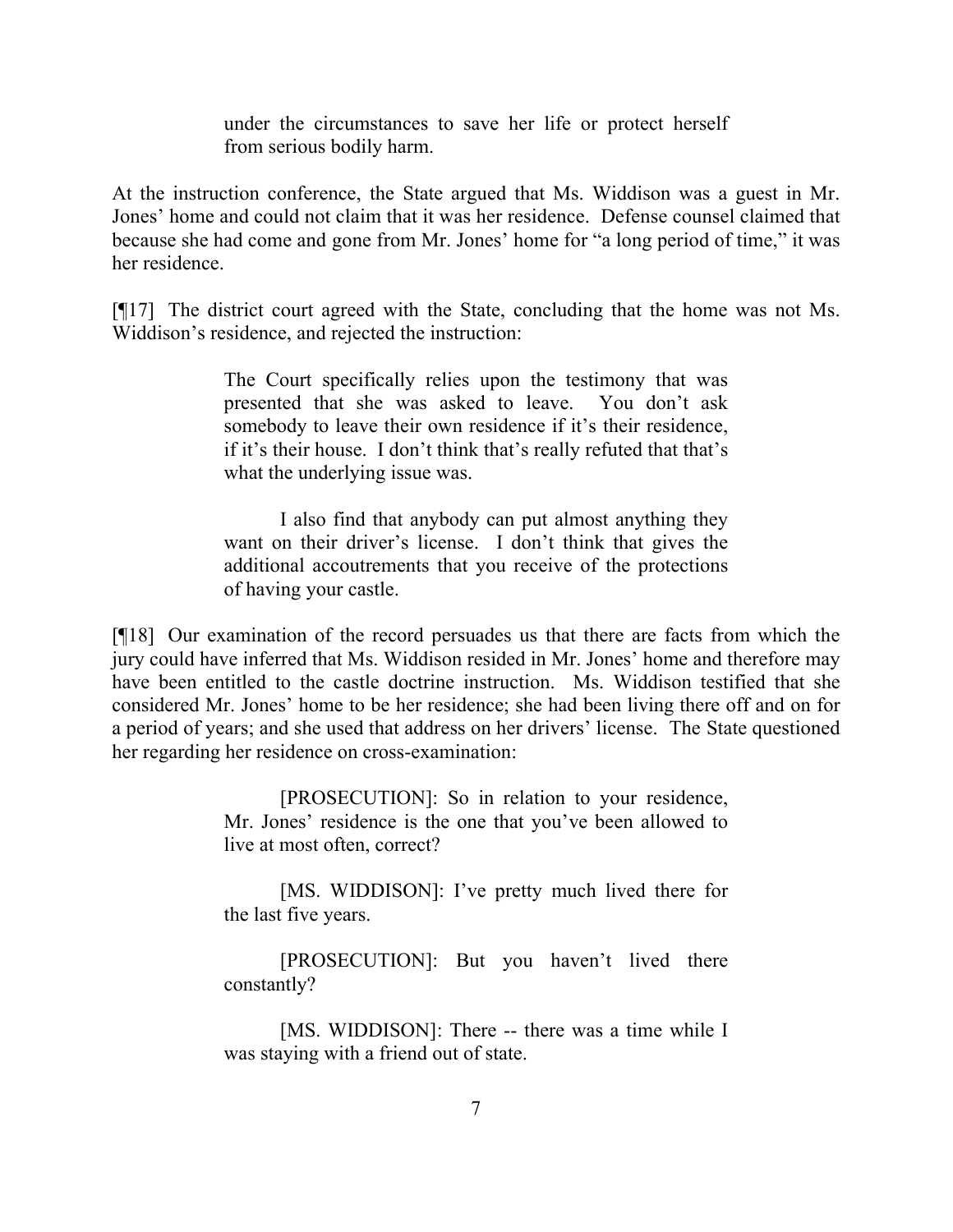> under the circumstances to save her life or protect herself from serious bodily harm.

At the instruction conference, the State argued that Ms. Widdison was a guest in Mr. Jones' home and could not claim that it was her residence. Defense counsel claimed that because she had come and gone from Mr. Jones' home for "a long period of time," it was her residence.

[¶17] The district court agreed with the State, concluding that the home was not Ms. Widdison's residence, and rejected the instruction:

> The Court specifically relies upon the testimony that was presented that she was asked to leave. You don't ask somebody to leave their own residence if it's their residence, if it's their house. I don't think that's really refuted that that's what the underlying issue was.
>
> I also find that anybody can put almost anything they want on their driver's license. I don't think that gives the additional accoutrements that you receive of the protections of having your castle.

[¶18] Our examination of the record persuades us that there are facts from which the jury could have inferred that Ms. Widdison resided in Mr. Jones' home and therefore may have been entitled to the castle doctrine instruction. Ms. Widdison testified that she considered Mr. Jones' home to be her residence; she had been living there off and on for a period of years; and she used that address on her drivers' license. The State questioned her regarding her residence on cross-examination:

> [PROSECUTION]: So in relation to your residence, Mr. Jones' residence is the one that you've been allowed to live at most often, correct?
>
> [MS. WIDDISON]: I've pretty much lived there for the last five years.
>
> [PROSECUTION]: But you haven't lived there constantly?
>
> [MS. WIDDISON]: There -- there was a time while I was staying with a friend out of state.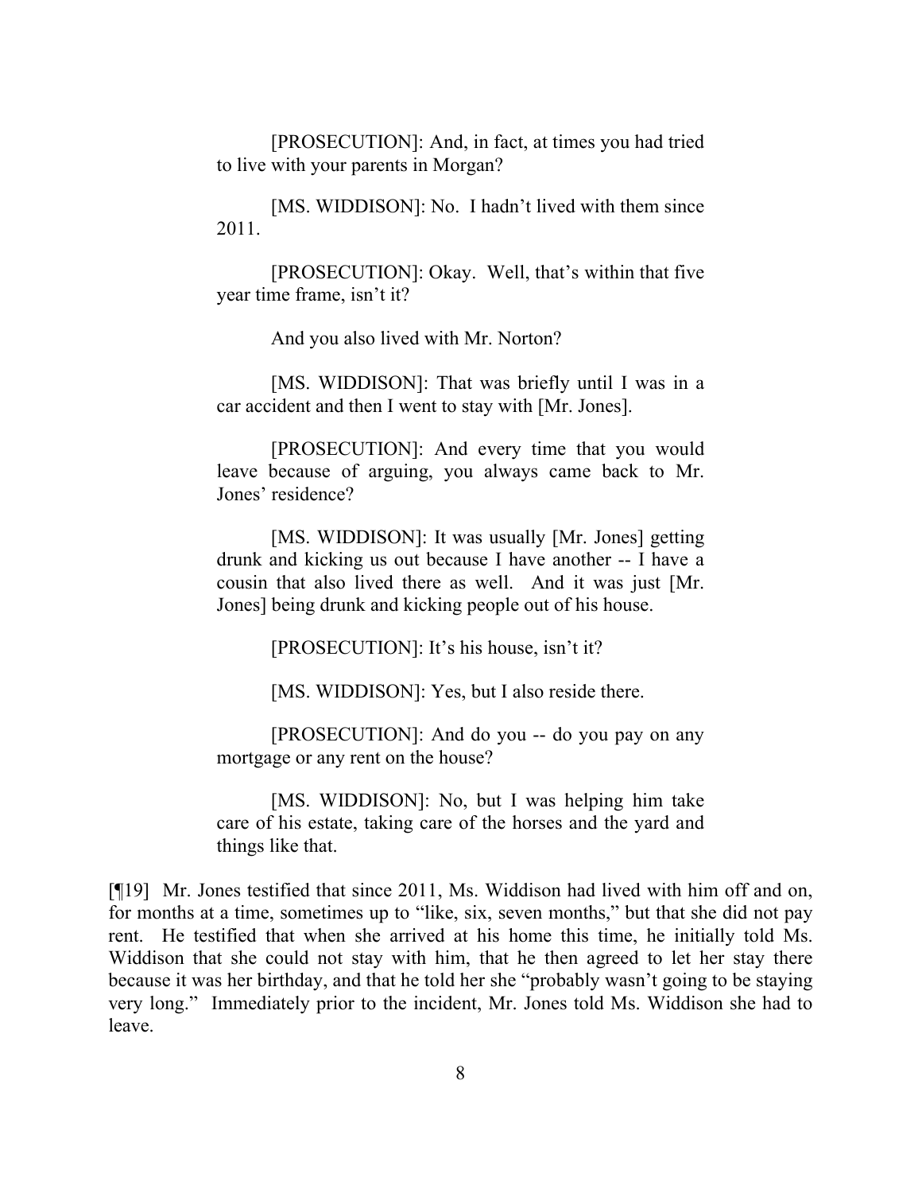[PROSECUTION]: And, in fact, at times you had tried to live with your parents in Morgan?

[MS. WIDDISON]: No. I hadn't lived with them since 2011.

[PROSECUTION]: Okay. Well, that's within that five year time frame, isn't it?

And you also lived with Mr. Norton?

[MS. WIDDISON]: That was briefly until I was in a car accident and then I went to stay with [Mr. Jones].

[PROSECUTION]: And every time that you would leave because of arguing, you always came back to Mr. Jones' residence?

[MS. WIDDISON]: It was usually [Mr. Jones] getting drunk and kicking us out because I have another -- I have a cousin that also lived there as well. And it was just [Mr. Jones] being drunk and kicking people out of his house.

[PROSECUTION]: It's his house, isn't it?

[MS. WIDDISON]: Yes, but I also reside there.

[PROSECUTION]: And do you -- do you pay on any mortgage or any rent on the house?

[MS. WIDDISON]: No, but I was helping him take care of his estate, taking care of the horses and the yard and things like that.

[¶19] Mr. Jones testified that since 2011, Ms. Widdison had lived with him off and on, for months at a time, sometimes up to "like, six, seven months," but that she did not pay rent. He testified that when she arrived at his home this time, he initially told Ms. Widdison that she could not stay with him, that he then agreed to let her stay there because it was her birthday, and that he told her she "probably wasn't going to be staying very long." Immediately prior to the incident, Mr. Jones told Ms. Widdison she had to leave.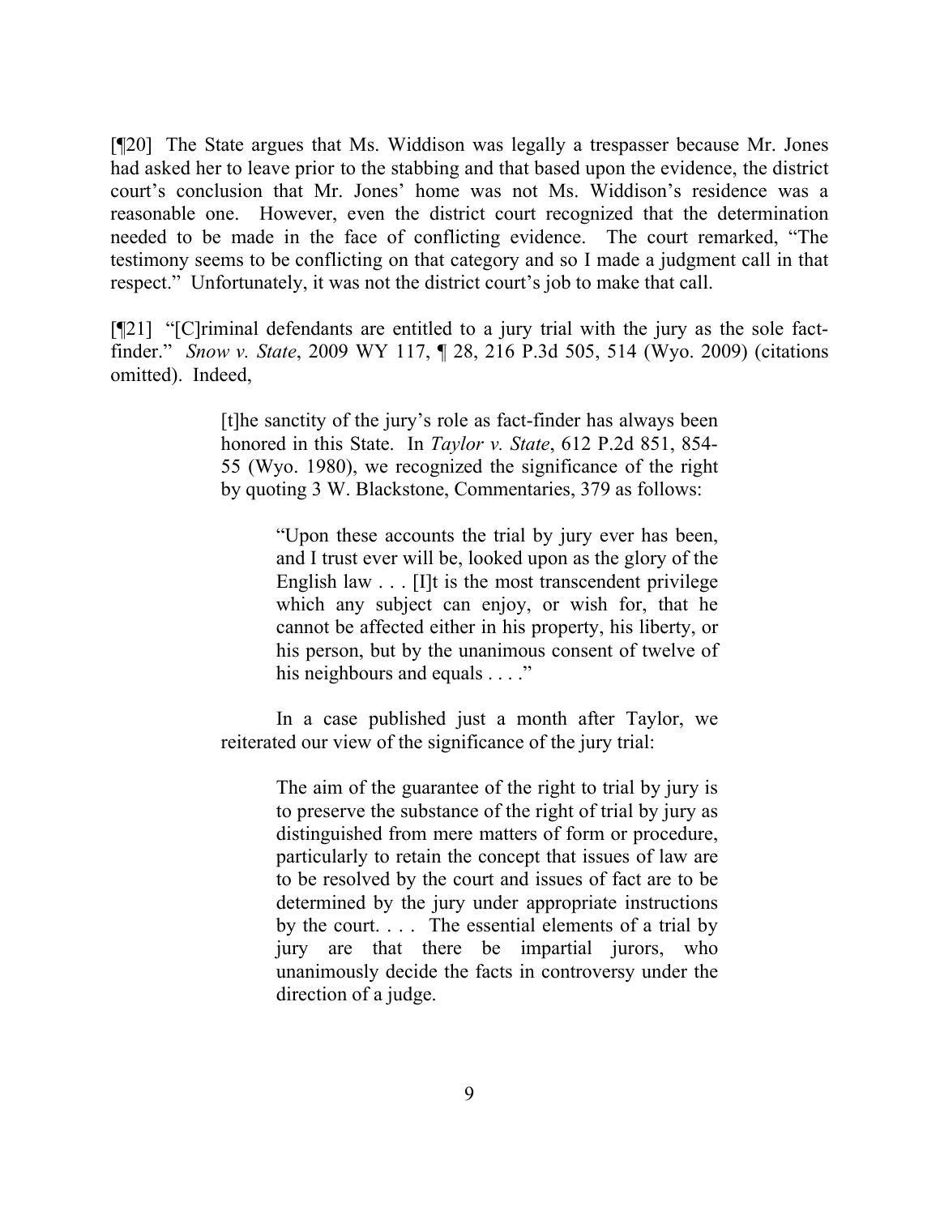[¶20] The State argues that Ms. Widdison was legally a trespasser because Mr. Jones had asked her to leave prior to the stabbing and that based upon the evidence, the district court's conclusion that Mr. Jones' home was not Ms. Widdison's residence was a reasonable one. However, even the district court recognized that the determination needed to be made in the face of conflicting evidence. The court remarked, "The testimony seems to be conflicting on that category and so I made a judgment call in that respect." Unfortunately, it was not the district court's job to make that call.

[¶21] "[C]riminal defendants are entitled to a jury trial with the jury as the sole fact-finder." *Snow v. State*, 2009 WY 117, ¶ 28, 216 P.3d 505, 514 (Wyo. 2009) (citations omitted). Indeed,

> [t]he sanctity of the jury's role as fact-finder has always been honored in this State. In *Taylor v. State*, 612 P.2d 851, 854-55 (Wyo. 1980), we recognized the significance of the right by quoting 3 W. Blackstone, Commentaries, 379 as follows:
>
> > "Upon these accounts the trial by jury ever has been, and I trust ever will be, looked upon as the glory of the English law . . . [I]t is the most transcendent privilege which any subject can enjoy, or wish for, that he cannot be affected either in his property, his liberty, or his person, but by the unanimous consent of twelve of his neighbours and equals . . . ."
>
> In a case published just a month after Taylor, we reiterated our view of the significance of the jury trial:
>
> > The aim of the guarantee of the right to trial by jury is to preserve the substance of the right of trial by jury as distinguished from mere matters of form or procedure, particularly to retain the concept that issues of law are to be resolved by the court and issues of fact are to be determined by the jury under appropriate instructions by the court. . . . The essential elements of a trial by jury are that there be impartial jurors, who unanimously decide the facts in controversy under the direction of a judge.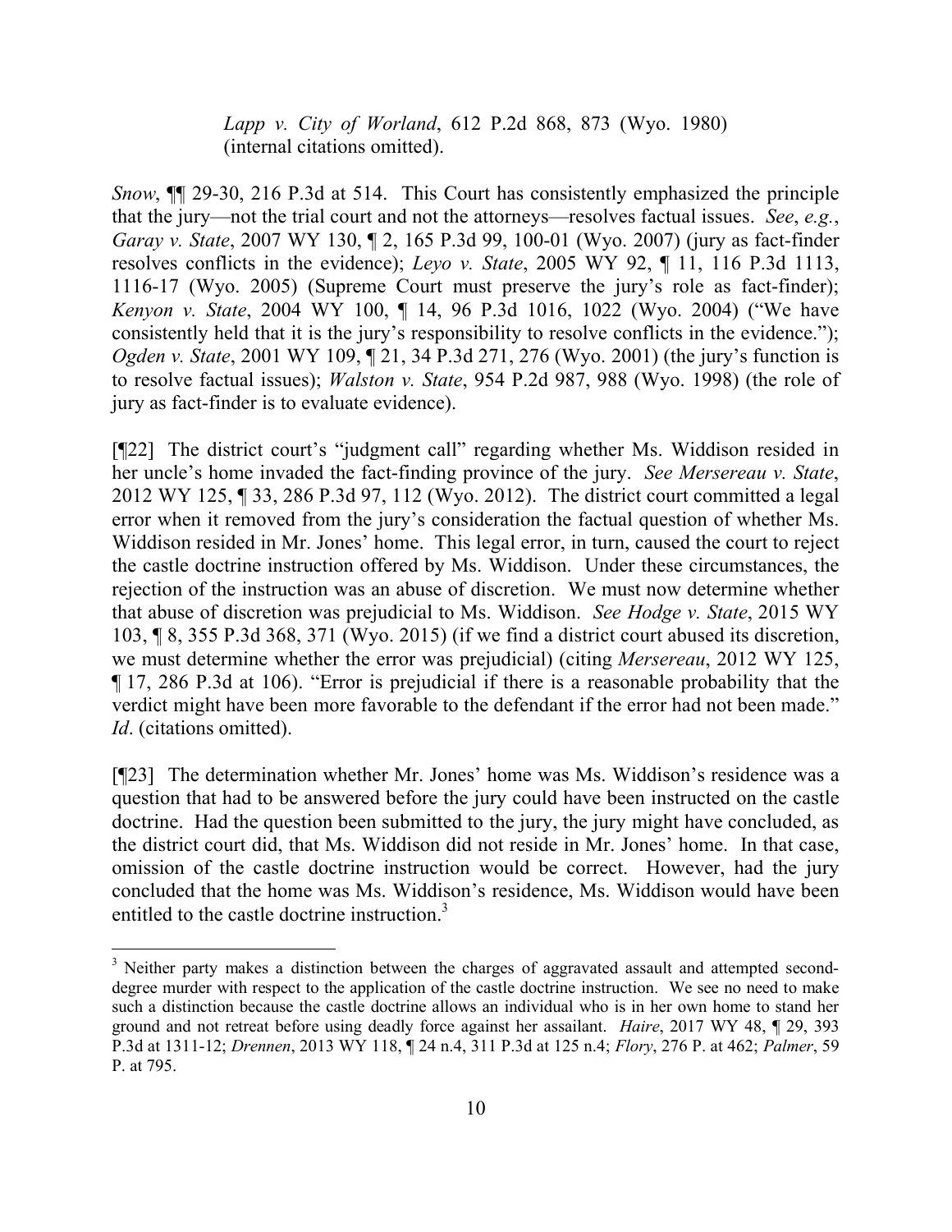*Lapp v. City of Worland*, 612 P.2d 868, 873 (Wyo. 1980) (internal citations omitted).

*Snow*, ¶¶ 29-30, 216 P.3d at 514. This Court has consistently emphasized the principle that the jury—not the trial court and not the attorneys—resolves factual issues. *See*, *e.g.*, *Garay v. State*, 2007 WY 130, ¶ 2, 165 P.3d 99, 100-01 (Wyo. 2007) (jury as fact-finder resolves conflicts in the evidence); *Leyo v. State*, 2005 WY 92, ¶ 11, 116 P.3d 1113, 1116-17 (Wyo. 2005) (Supreme Court must preserve the jury's role as fact-finder); *Kenyon v. State*, 2004 WY 100, ¶ 14, 96 P.3d 1016, 1022 (Wyo. 2004) ("We have consistently held that it is the jury's responsibility to resolve conflicts in the evidence."); *Ogden v. State*, 2001 WY 109, ¶ 21, 34 P.3d 271, 276 (Wyo. 2001) (the jury's function is to resolve factual issues); *Walston v. State*, 954 P.2d 987, 988 (Wyo. 1998) (the role of jury as fact-finder is to evaluate evidence).

[¶22] The district court's "judgment call" regarding whether Ms. Widdison resided in her uncle's home invaded the fact-finding province of the jury. *See Mersereau v. State*, 2012 WY 125, ¶ 33, 286 P.3d 97, 112 (Wyo. 2012). The district court committed a legal error when it removed from the jury's consideration the factual question of whether Ms. Widdison resided in Mr. Jones' home. This legal error, in turn, caused the court to reject the castle doctrine instruction offered by Ms. Widdison. Under these circumstances, the rejection of the instruction was an abuse of discretion. We must now determine whether that abuse of discretion was prejudicial to Ms. Widdison. *See Hodge v. State*, 2015 WY 103, ¶ 8, 355 P.3d 368, 371 (Wyo. 2015) (if we find a district court abused its discretion, we must determine whether the error was prejudicial) (citing *Mersereau*, 2012 WY 125, ¶ 17, 286 P.3d at 106). "Error is prejudicial if there is a reasonable probability that the verdict might have been more favorable to the defendant if the error had not been made." *Id*. (citations omitted).

[¶23] The determination whether Mr. Jones' home was Ms. Widdison's residence was a question that had to be answered before the jury could have been instructed on the castle doctrine. Had the question been submitted to the jury, the jury might have concluded, as the district court did, that Ms. Widdison did not reside in Mr. Jones' home. In that case, omission of the castle doctrine instruction would be correct. However, had the jury concluded that the home was Ms. Widdison's residence, Ms. Widdison would have been entitled to the castle doctrine instruction.[3]

[3] Neither party makes a distinction between the charges of aggravated assault and attempted second-degree murder with respect to the application of the castle doctrine instruction. We see no need to make such a distinction because the castle doctrine allows an individual who is in her own home to stand her ground and not retreat before using deadly force against her assailant. *Haire*, 2017 WY 48, ¶ 29, 393 P.3d at 1311-12; *Drennen*, 2013 WY 118, ¶ 24 n.4, 311 P.3d at 125 n.4; *Flory*, 276 P. at 462; *Palmer*, 59 P. at 795.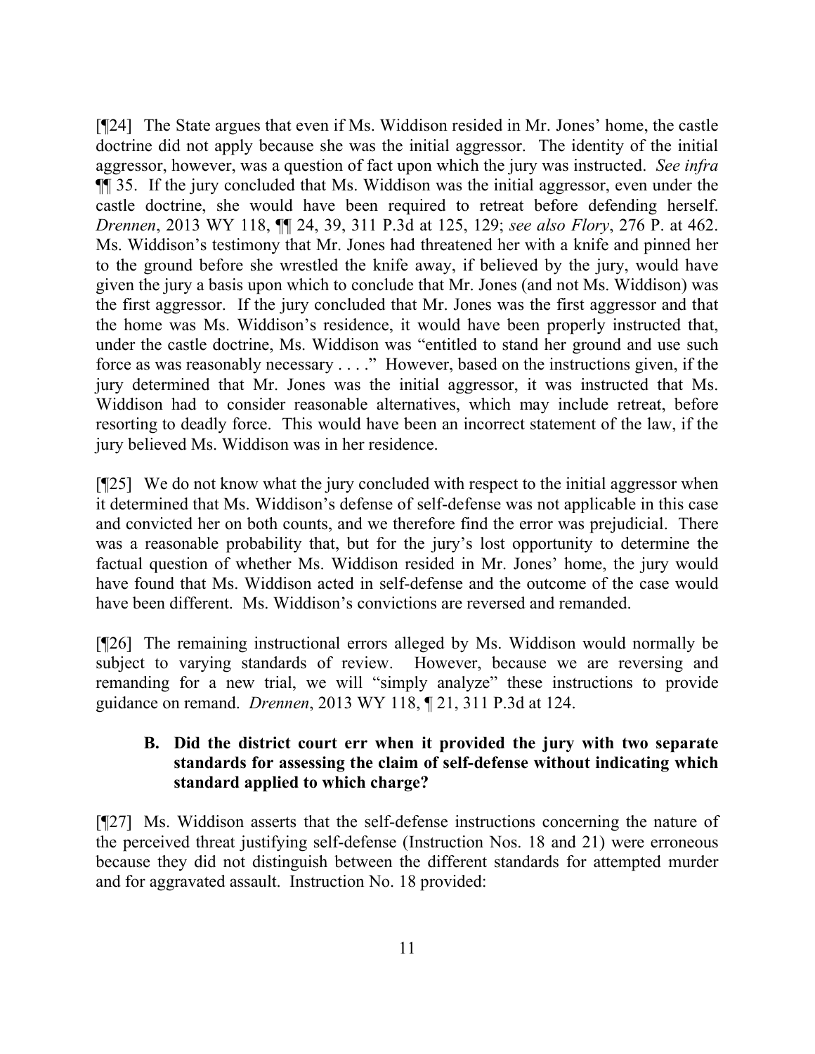[¶24] The State argues that even if Ms. Widdison resided in Mr. Jones' home, the castle doctrine did not apply because she was the initial aggressor. The identity of the initial aggressor, however, was a question of fact upon which the jury was instructed. *See infra* ¶¶ 35. If the jury concluded that Ms. Widdison was the initial aggressor, even under the castle doctrine, she would have been required to retreat before defending herself. *Drennen*, 2013 WY 118, ¶¶ 24, 39, 311 P.3d at 125, 129; *see also Flory*, 276 P. at 462. Ms. Widdison's testimony that Mr. Jones had threatened her with a knife and pinned her to the ground before she wrestled the knife away, if believed by the jury, would have given the jury a basis upon which to conclude that Mr. Jones (and not Ms. Widdison) was the first aggressor. If the jury concluded that Mr. Jones was the first aggressor and that the home was Ms. Widdison's residence, it would have been properly instructed that, under the castle doctrine, Ms. Widdison was "entitled to stand her ground and use such force as was reasonably necessary . . . ." However, based on the instructions given, if the jury determined that Mr. Jones was the initial aggressor, it was instructed that Ms. Widdison had to consider reasonable alternatives, which may include retreat, before resorting to deadly force. This would have been an incorrect statement of the law, if the jury believed Ms. Widdison was in her residence.

[¶25] We do not know what the jury concluded with respect to the initial aggressor when it determined that Ms. Widdison's defense of self-defense was not applicable in this case and convicted her on both counts, and we therefore find the error was prejudicial. There was a reasonable probability that, but for the jury's lost opportunity to determine the factual question of whether Ms. Widdison resided in Mr. Jones' home, the jury would have found that Ms. Widdison acted in self-defense and the outcome of the case would have been different. Ms. Widdison's convictions are reversed and remanded.

[¶26] The remaining instructional errors alleged by Ms. Widdison would normally be subject to varying standards of review. However, because we are reversing and remanding for a new trial, we will "simply analyze" these instructions to provide guidance on remand. *Drennen*, 2013 WY 118, ¶ 21, 311 P.3d at 124.

### B. Did the district court err when it provided the jury with two separate standards for assessing the claim of self-defense without indicating which standard applied to which charge?

[¶27] Ms. Widdison asserts that the self-defense instructions concerning the nature of the perceived threat justifying self-defense (Instruction Nos. 18 and 21) were erroneous because they did not distinguish between the different standards for attempted murder and for aggravated assault. Instruction No. 18 provided: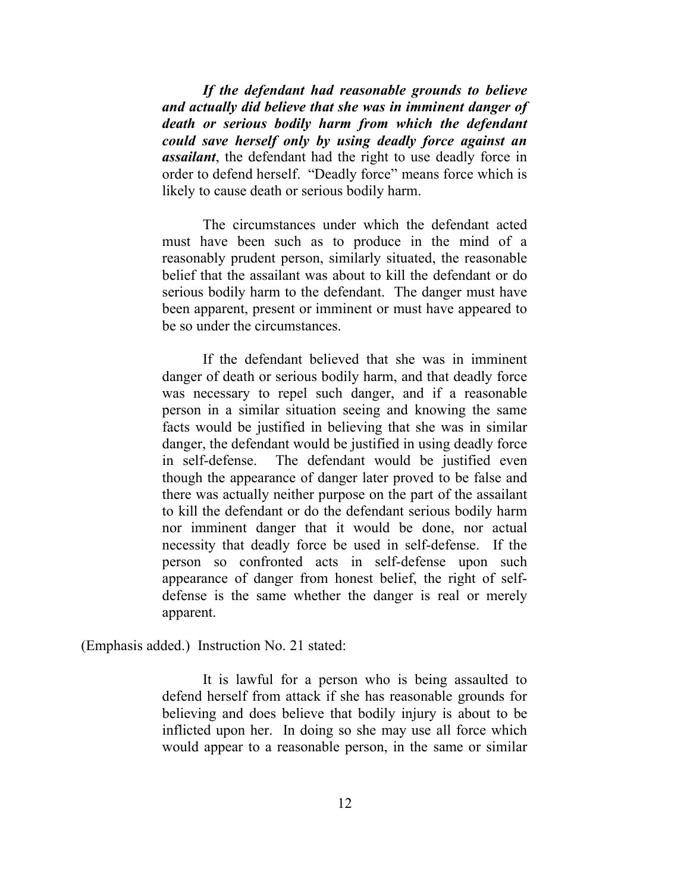> ***If the defendant had reasonable grounds to believe and actually did believe that she was in imminent danger of death or serious bodily harm from which the defendant could save herself only by using deadly force against an assailant***, the defendant had the right to use deadly force in order to defend herself. "Deadly force" means force which is likely to cause death or serious bodily harm.
>
> The circumstances under which the defendant acted must have been such as to produce in the mind of a reasonably prudent person, similarly situated, the reasonable belief that the assailant was about to kill the defendant or do serious bodily harm to the defendant. The danger must have been apparent, present or imminent or must have appeared to be so under the circumstances.
>
> If the defendant believed that she was in imminent danger of death or serious bodily harm, and that deadly force was necessary to repel such danger, and if a reasonable person in a similar situation seeing and knowing the same facts would be justified in believing that she was in similar danger, the defendant would be justified in using deadly force in self-defense. The defendant would be justified even though the appearance of danger later proved to be false and there was actually neither purpose on the part of the assailant to kill the defendant or do the defendant serious bodily harm nor imminent danger that it would be done, nor actual necessity that deadly force be used in self-defense. If the person so confronted acts in self-defense upon such appearance of danger from honest belief, the right of self-defense is the same whether the danger is real or merely apparent.

(Emphasis added.) Instruction No. 21 stated:

> It is lawful for a person who is being assaulted to defend herself from attack if she has reasonable grounds for believing and does believe that bodily injury is about to be inflicted upon her. In doing so she may use all force which would appear to a reasonable person, in the same or similar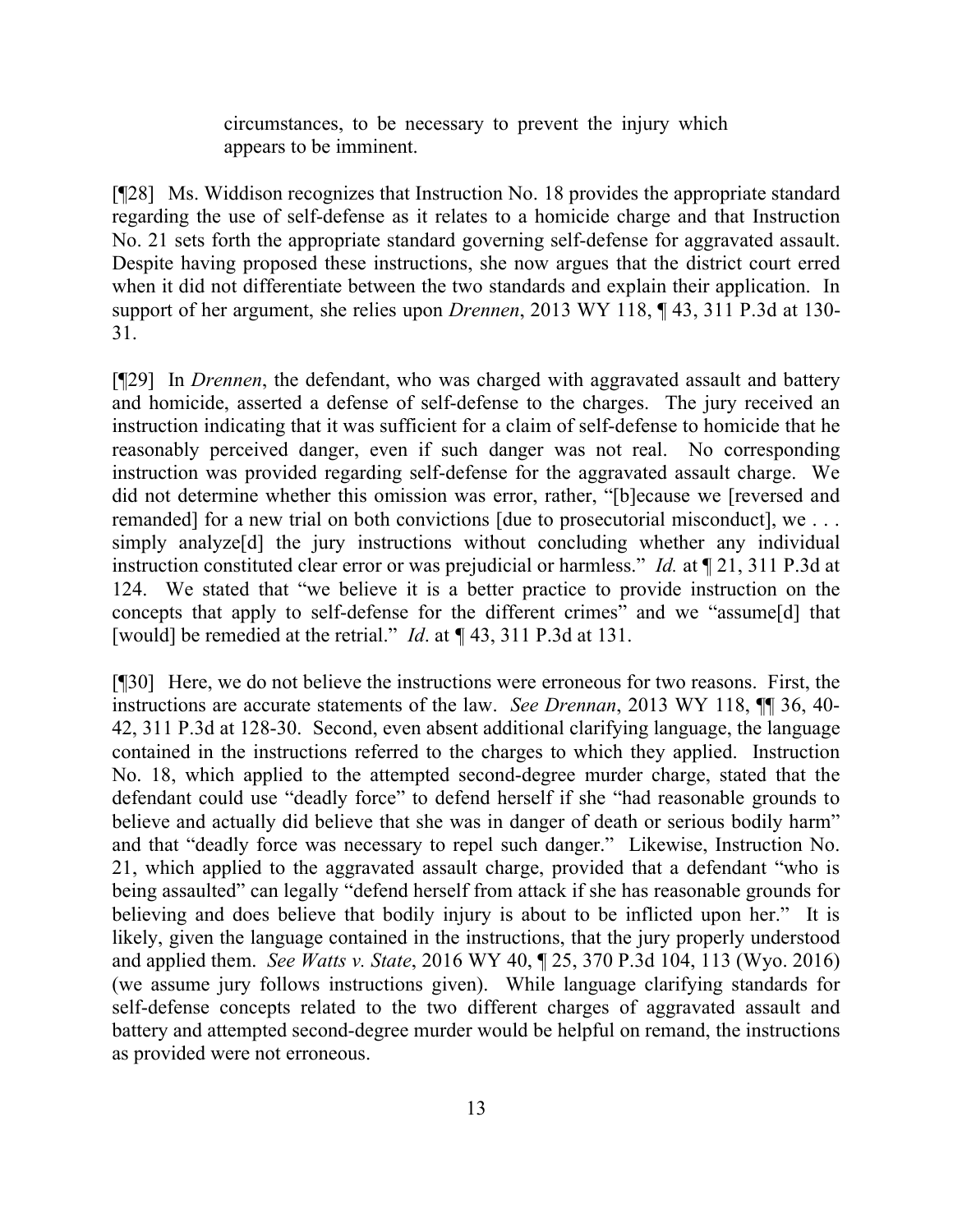> circumstances, to be necessary to prevent the injury which appears to be imminent.

[¶28] Ms. Widdison recognizes that Instruction No. 18 provides the appropriate standard regarding the use of self-defense as it relates to a homicide charge and that Instruction No. 21 sets forth the appropriate standard governing self-defense for aggravated assault. Despite having proposed these instructions, she now argues that the district court erred when it did not differentiate between the two standards and explain their application. In support of her argument, she relies upon *Drennen*, 2013 WY 118, ¶ 43, 311 P.3d at 130-31.

[¶29] In *Drennen*, the defendant, who was charged with aggravated assault and battery and homicide, asserted a defense of self-defense to the charges. The jury received an instruction indicating that it was sufficient for a claim of self-defense to homicide that he reasonably perceived danger, even if such danger was not real. No corresponding instruction was provided regarding self-defense for the aggravated assault charge. We did not determine whether this omission was error, rather, "[b]ecause we [reversed and remanded] for a new trial on both convictions [due to prosecutorial misconduct], we . . . simply analyze[d] the jury instructions without concluding whether any individual instruction constituted clear error or was prejudicial or harmless." *Id.* at ¶ 21, 311 P.3d at 124. We stated that "we believe it is a better practice to provide instruction on the concepts that apply to self-defense for the different crimes" and we "assume[d] that [would] be remedied at the retrial." *Id*. at ¶ 43, 311 P.3d at 131.

[¶30] Here, we do not believe the instructions were erroneous for two reasons. First, the instructions are accurate statements of the law. *See Drennan*, 2013 WY 118, ¶¶ 36, 40-42, 311 P.3d at 128-30. Second, even absent additional clarifying language, the language contained in the instructions referred to the charges to which they applied. Instruction No. 18, which applied to the attempted second-degree murder charge, stated that the defendant could use "deadly force" to defend herself if she "had reasonable grounds to believe and actually did believe that she was in danger of death or serious bodily harm" and that "deadly force was necessary to repel such danger." Likewise, Instruction No. 21, which applied to the aggravated assault charge, provided that a defendant "who is being assaulted" can legally "defend herself from attack if she has reasonable grounds for believing and does believe that bodily injury is about to be inflicted upon her." It is likely, given the language contained in the instructions, that the jury properly understood and applied them. *See Watts v. State*, 2016 WY 40, ¶ 25, 370 P.3d 104, 113 (Wyo. 2016) (we assume jury follows instructions given). While language clarifying standards for self-defense concepts related to the two different charges of aggravated assault and battery and attempted second-degree murder would be helpful on remand, the instructions as provided were not erroneous.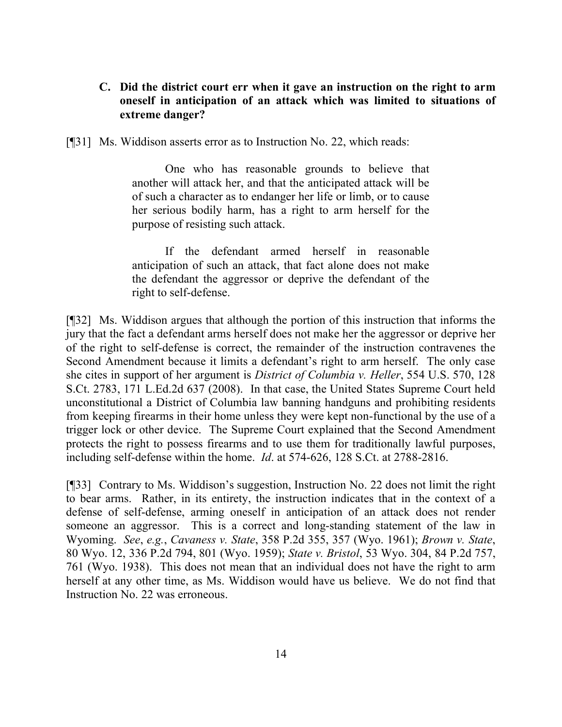**C. Did the district court err when it gave an instruction on the right to arm oneself in anticipation of an attack which was limited to situations of extreme danger?**

[¶31] Ms. Widdison asserts error as to Instruction No. 22, which reads:

> One who has reasonable grounds to believe that another will attack her, and that the anticipated attack will be of such a character as to endanger her life or limb, or to cause her serious bodily harm, has a right to arm herself for the purpose of resisting such attack.
>
> If the defendant armed herself in reasonable anticipation of such an attack, that fact alone does not make the defendant the aggressor or deprive the defendant of the right to self-defense.

[¶32] Ms. Widdison argues that although the portion of this instruction that informs the jury that the fact a defendant arms herself does not make her the aggressor or deprive her of the right to self-defense is correct, the remainder of the instruction contravenes the Second Amendment because it limits a defendant's right to arm herself. The only case she cites in support of her argument is *District of Columbia v. Heller*, 554 U.S. 570, 128 S.Ct. 2783, 171 L.Ed.2d 637 (2008). In that case, the United States Supreme Court held unconstitutional a District of Columbia law banning handguns and prohibiting residents from keeping firearms in their home unless they were kept non-functional by the use of a trigger lock or other device. The Supreme Court explained that the Second Amendment protects the right to possess firearms and to use them for traditionally lawful purposes, including self-defense within the home. *Id*. at 574-626, 128 S.Ct. at 2788-2816.

[¶33] Contrary to Ms. Widdison's suggestion, Instruction No. 22 does not limit the right to bear arms. Rather, in its entirety, the instruction indicates that in the context of a defense of self-defense, arming oneself in anticipation of an attack does not render someone an aggressor. This is a correct and long-standing statement of the law in Wyoming. *See*, *e.g.*, *Cavaness v. State*, 358 P.2d 355, 357 (Wyo. 1961); *Brown v. State*, 80 Wyo. 12, 336 P.2d 794, 801 (Wyo. 1959); *State v. Bristol*, 53 Wyo. 304, 84 P.2d 757, 761 (Wyo. 1938). This does not mean that an individual does not have the right to arm herself at any other time, as Ms. Widdison would have us believe. We do not find that Instruction No. 22 was erroneous.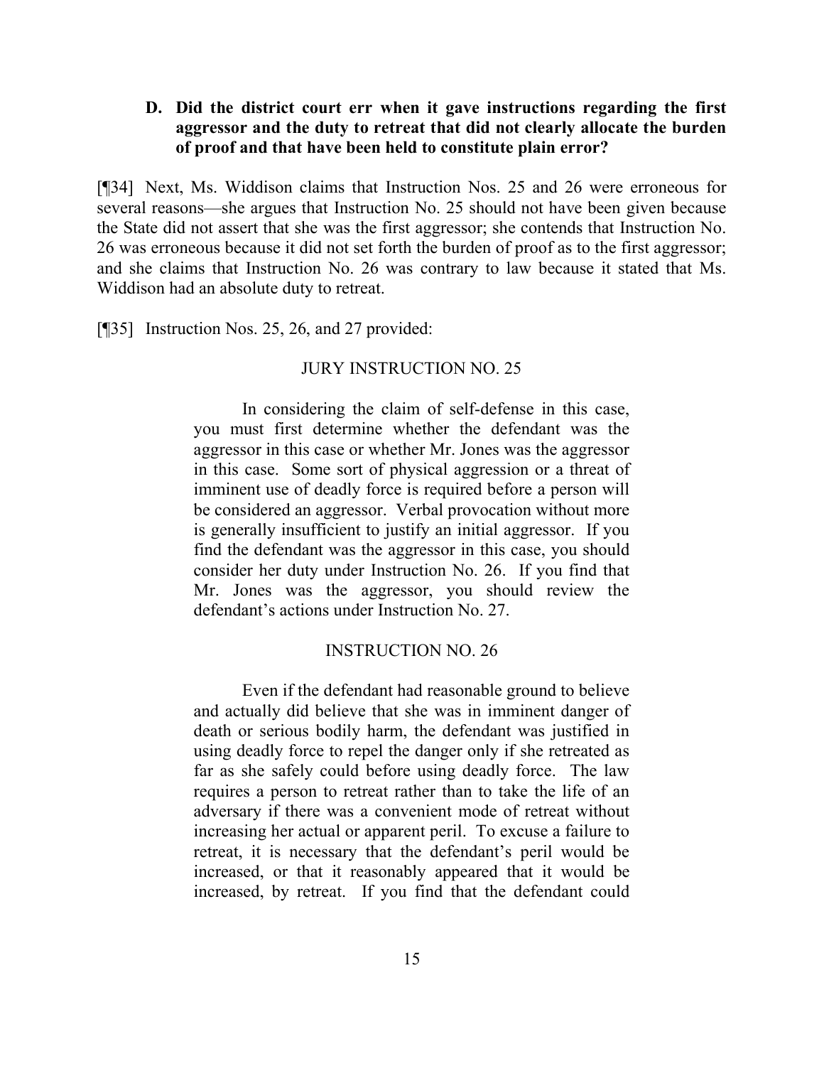### D. Did the district court err when it gave instructions regarding the first aggressor and the duty to retreat that did not clearly allocate the burden of proof and that have been held to constitute plain error?

[¶34] Next, Ms. Widdison claims that Instruction Nos. 25 and 26 were erroneous for several reasons—she argues that Instruction No. 25 should not have been given because the State did not assert that she was the first aggressor; she contends that Instruction No. 26 was erroneous because it did not set forth the burden of proof as to the first aggressor; and she claims that Instruction No. 26 was contrary to law because it stated that Ms. Widdison had an absolute duty to retreat.

[¶35] Instruction Nos. 25, 26, and 27 provided:

> JURY INSTRUCTION NO. 25
>
> In considering the claim of self-defense in this case, you must first determine whether the defendant was the aggressor in this case or whether Mr. Jones was the aggressor in this case. Some sort of physical aggression or a threat of imminent use of deadly force is required before a person will be considered an aggressor. Verbal provocation without more is generally insufficient to justify an initial aggressor. If you find the defendant was the aggressor in this case, you should consider her duty under Instruction No. 26. If you find that Mr. Jones was the aggressor, you should review the defendant's actions under Instruction No. 27.
>
> INSTRUCTION NO. 26
>
> Even if the defendant had reasonable ground to believe and actually did believe that she was in imminent danger of death or serious bodily harm, the defendant was justified in using deadly force to repel the danger only if she retreated as far as she safely could before using deadly force. The law requires a person to retreat rather than to take the life of an adversary if there was a convenient mode of retreat without increasing her actual or apparent peril. To excuse a failure to retreat, it is necessary that the defendant's peril would be increased, or that it reasonably appeared that it would be increased, by retreat. If you find that the defendant could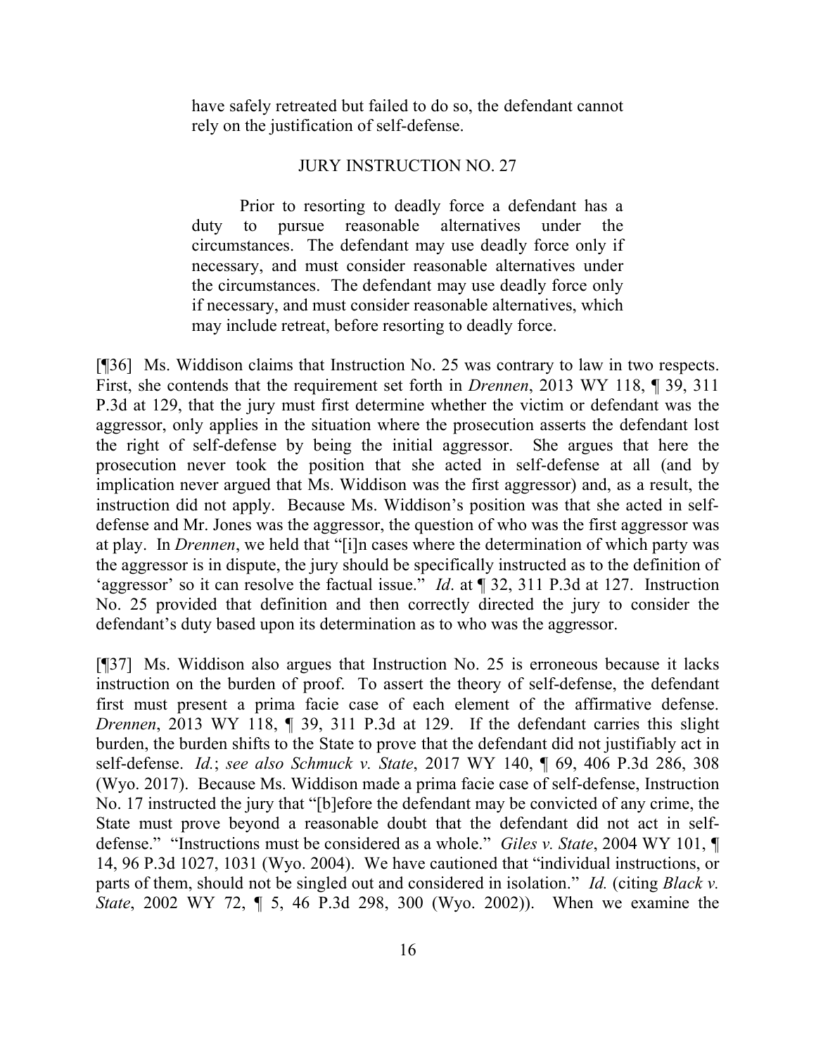have safely retreated but failed to do so, the defendant cannot rely on the justification of self-defense.

JURY INSTRUCTION NO. 27

Prior to resorting to deadly force a defendant has a duty to pursue reasonable alternatives under the circumstances. The defendant may use deadly force only if necessary, and must consider reasonable alternatives under the circumstances. The defendant may use deadly force only if necessary, and must consider reasonable alternatives, which may include retreat, before resorting to deadly force.

[¶36] Ms. Widdison claims that Instruction No. 25 was contrary to law in two respects. First, she contends that the requirement set forth in *Drennen*, 2013 WY 118, ¶ 39, 311 P.3d at 129, that the jury must first determine whether the victim or defendant was the aggressor, only applies in the situation where the prosecution asserts the defendant lost the right of self-defense by being the initial aggressor. She argues that here the prosecution never took the position that she acted in self-defense at all (and by implication never argued that Ms. Widdison was the first aggressor) and, as a result, the instruction did not apply. Because Ms. Widdison's position was that she acted in self-defense and Mr. Jones was the aggressor, the question of who was the first aggressor was at play. In *Drennen*, we held that "[i]n cases where the determination of which party was the aggressor is in dispute, the jury should be specifically instructed as to the definition of 'aggressor' so it can resolve the factual issue." *Id*. at ¶ 32, 311 P.3d at 127. Instruction No. 25 provided that definition and then correctly directed the jury to consider the defendant's duty based upon its determination as to who was the aggressor.

[¶37] Ms. Widdison also argues that Instruction No. 25 is erroneous because it lacks instruction on the burden of proof. To assert the theory of self-defense, the defendant first must present a prima facie case of each element of the affirmative defense. *Drennen*, 2013 WY 118, ¶ 39, 311 P.3d at 129. If the defendant carries this slight burden, the burden shifts to the State to prove that the defendant did not justifiably act in self-defense. *Id.*; *see also Schmuck v. State*, 2017 WY 140, ¶ 69, 406 P.3d 286, 308 (Wyo. 2017). Because Ms. Widdison made a prima facie case of self-defense, Instruction No. 17 instructed the jury that "[b]efore the defendant may be convicted of any crime, the State must prove beyond a reasonable doubt that the defendant did not act in self-defense." "Instructions must be considered as a whole." *Giles v. State*, 2004 WY 101, ¶ 14, 96 P.3d 1027, 1031 (Wyo. 2004). We have cautioned that "individual instructions, or parts of them, should not be singled out and considered in isolation." *Id.* (citing *Black v. State*, 2002 WY 72, ¶ 5, 46 P.3d 298, 300 (Wyo. 2002)). When we examine the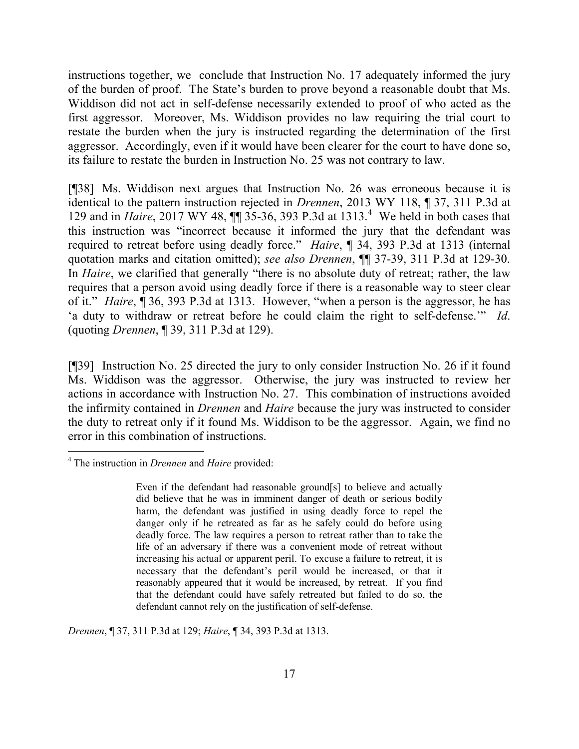instructions together, we conclude that Instruction No. 17 adequately informed the jury of the burden of proof. The State's burden to prove beyond a reasonable doubt that Ms. Widdison did not act in self-defense necessarily extended to proof of who acted as the first aggressor. Moreover, Ms. Widdison provides no law requiring the trial court to restate the burden when the jury is instructed regarding the determination of the first aggressor. Accordingly, even if it would have been clearer for the court to have done so, its failure to restate the burden in Instruction No. 25 was not contrary to law.

[¶38] Ms. Widdison next argues that Instruction No. 26 was erroneous because it is identical to the pattern instruction rejected in *Drennen*, 2013 WY 118, ¶ 37, 311 P.3d at 129 and in *Haire*, 2017 WY 48, ¶¶ 35-36, 393 P.3d at 1313.[4] We held in both cases that this instruction was "incorrect because it informed the jury that the defendant was required to retreat before using deadly force." *Haire*, ¶ 34, 393 P.3d at 1313 (internal quotation marks and citation omitted); *see also Drennen*, ¶¶ 37-39, 311 P.3d at 129-30. In *Haire*, we clarified that generally "there is no absolute duty of retreat; rather, the law requires that a person avoid using deadly force if there is a reasonable way to steer clear of it." *Haire*, ¶ 36, 393 P.3d at 1313. However, "when a person is the aggressor, he has 'a duty to withdraw or retreat before he could claim the right to self-defense.'" *Id*. (quoting *Drennen*, ¶ 39, 311 P.3d at 129).

[¶39] Instruction No. 25 directed the jury to only consider Instruction No. 26 if it found Ms. Widdison was the aggressor. Otherwise, the jury was instructed to review her actions in accordance with Instruction No. 27. This combination of instructions avoided the infirmity contained in *Drennen* and *Haire* because the jury was instructed to consider the duty to retreat only if it found Ms. Widdison to be the aggressor. Again, we find no error in this combination of instructions.

---

[4] The instruction in *Drennen* and *Haire* provided:

> Even if the defendant had reasonable ground[s] to believe and actually did believe that he was in imminent danger of death or serious bodily harm, the defendant was justified in using deadly force to repel the danger only if he retreated as far as he safely could do before using deadly force. The law requires a person to retreat rather than to take the life of an adversary if there was a convenient mode of retreat without increasing his actual or apparent peril. To excuse a failure to retreat, it is necessary that the defendant's peril would be increased, or that it reasonably appeared that it would be increased, by retreat. If you find that the defendant could have safely retreated but failed to do so, the defendant cannot rely on the justification of self-defense.

*Drennen*, ¶ 37, 311 P.3d at 129; *Haire*, ¶ 34, 393 P.3d at 1313.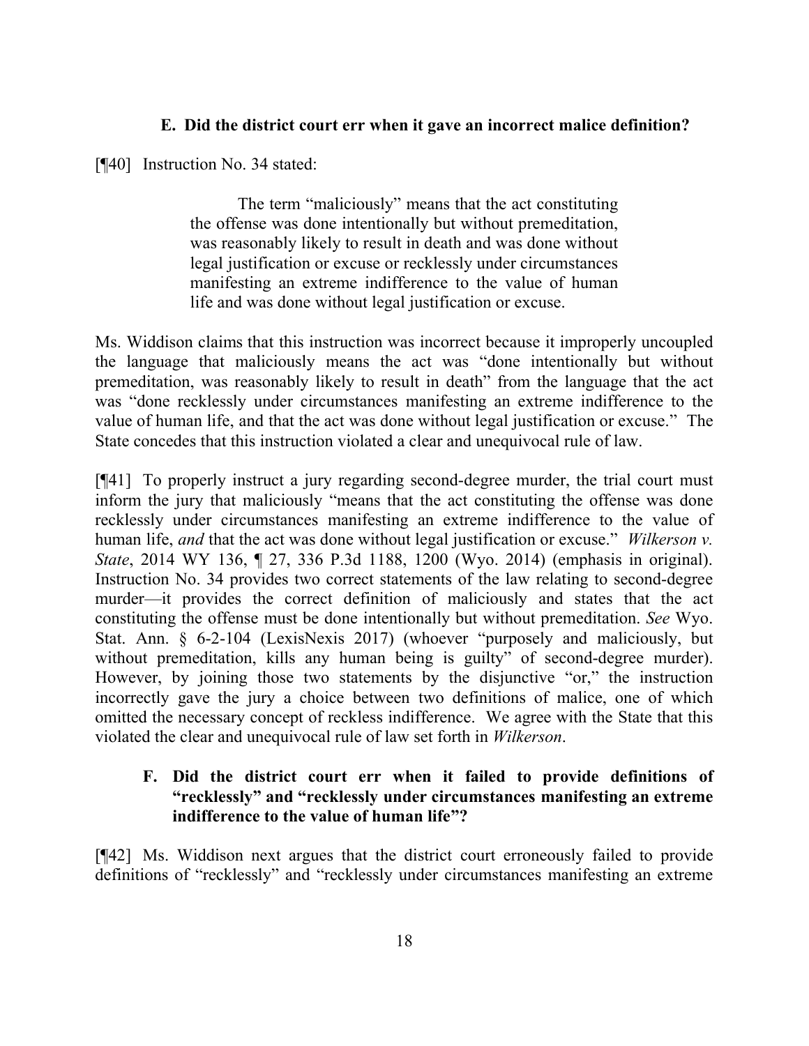### E. Did the district court err when it gave an incorrect malice definition?

[¶40] Instruction No. 34 stated:

> The term "maliciously" means that the act constituting the offense was done intentionally but without premeditation, was reasonably likely to result in death and was done without legal justification or excuse or recklessly under circumstances manifesting an extreme indifference to the value of human life and was done without legal justification or excuse.

Ms. Widdison claims that this instruction was incorrect because it improperly uncoupled the language that maliciously means the act was "done intentionally but without premeditation, was reasonably likely to result in death" from the language that the act was "done recklessly under circumstances manifesting an extreme indifference to the value of human life, and that the act was done without legal justification or excuse." The State concedes that this instruction violated a clear and unequivocal rule of law.

[¶41] To properly instruct a jury regarding second-degree murder, the trial court must inform the jury that maliciously "means that the act constituting the offense was done recklessly under circumstances manifesting an extreme indifference to the value of human life, *and* that the act was done without legal justification or excuse." *Wilkerson v. State*, 2014 WY 136, ¶ 27, 336 P.3d 1188, 1200 (Wyo. 2014) (emphasis in original). Instruction No. 34 provides two correct statements of the law relating to second-degree murder—it provides the correct definition of maliciously and states that the act constituting the offense must be done intentionally but without premeditation. *See* Wyo. Stat. Ann. § 6-2-104 (LexisNexis 2017) (whoever "purposely and maliciously, but without premeditation, kills any human being is guilty" of second-degree murder). However, by joining those two statements by the disjunctive "or," the instruction incorrectly gave the jury a choice between two definitions of malice, one of which omitted the necessary concept of reckless indifference. We agree with the State that this violated the clear and unequivocal rule of law set forth in *Wilkerson*.

### F. Did the district court err when it failed to provide definitions of "recklessly" and "recklessly under circumstances manifesting an extreme indifference to the value of human life"?

[¶42] Ms. Widdison next argues that the district court erroneously failed to provide definitions of "recklessly" and "recklessly under circumstances manifesting an extreme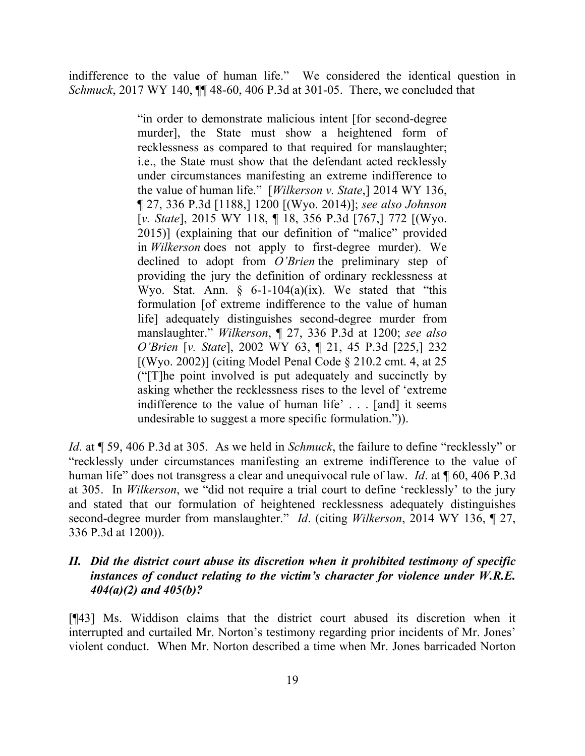indifference to the value of human life." We considered the identical question in *Schmuck*, 2017 WY 140, ¶¶ 48-60, 406 P.3d at 301-05. There, we concluded that

> "in order to demonstrate malicious intent [for second-degree murder], the State must show a heightened form of recklessness as compared to that required for manslaughter; i.e., the State must show that the defendant acted recklessly under circumstances manifesting an extreme indifference to the value of human life." [*Wilkerson v. State*,] 2014 WY 136, ¶ 27, 336 P.3d [1188,] 1200 [(Wyo. 2014)]; *see also Johnson* [*v. State*], 2015 WY 118, ¶ 18, 356 P.3d [767,] 772 [(Wyo. 2015)] (explaining that our definition of "malice" provided in *Wilkerson* does not apply to first-degree murder). We declined to adopt from *O'Brien* the preliminary step of providing the jury the definition of ordinary recklessness at Wyo. Stat. Ann. § 6-1-104(a)(ix). We stated that "this formulation [of extreme indifference to the value of human life] adequately distinguishes second-degree murder from manslaughter." *Wilkerson*, ¶ 27, 336 P.3d at 1200; *see also O'Brien* [*v. State*], 2002 WY 63, ¶ 21, 45 P.3d [225,] 232 [(Wyo. 2002)] (citing Model Penal Code § 210.2 cmt. 4, at 25 ("[T]he point involved is put adequately and succinctly by asking whether the recklessness rises to the level of 'extreme indifference to the value of human life' . . . [and] it seems undesirable to suggest a more specific formulation.")).

*Id*. at ¶ 59, 406 P.3d at 305. As we held in *Schmuck*, the failure to define "recklessly" or "recklessly under circumstances manifesting an extreme indifference to the value of human life" does not transgress a clear and unequivocal rule of law. *Id*. at ¶ 60, 406 P.3d at 305. In *Wilkerson*, we "did not require a trial court to define 'recklessly' to the jury and stated that our formulation of heightened recklessness adequately distinguishes second-degree murder from manslaughter." *Id*. (citing *Wilkerson*, 2014 WY 136, ¶ 27, 336 P.3d at 1200)).

### *II. Did the district court abuse its discretion when it prohibited testimony of specific instances of conduct relating to the victim's character for violence under W.R.E. 404(a)(2) and 405(b)?*

[¶43] Ms. Widdison claims that the district court abused its discretion when it interrupted and curtailed Mr. Norton's testimony regarding prior incidents of Mr. Jones' violent conduct. When Mr. Norton described a time when Mr. Jones barricaded Norton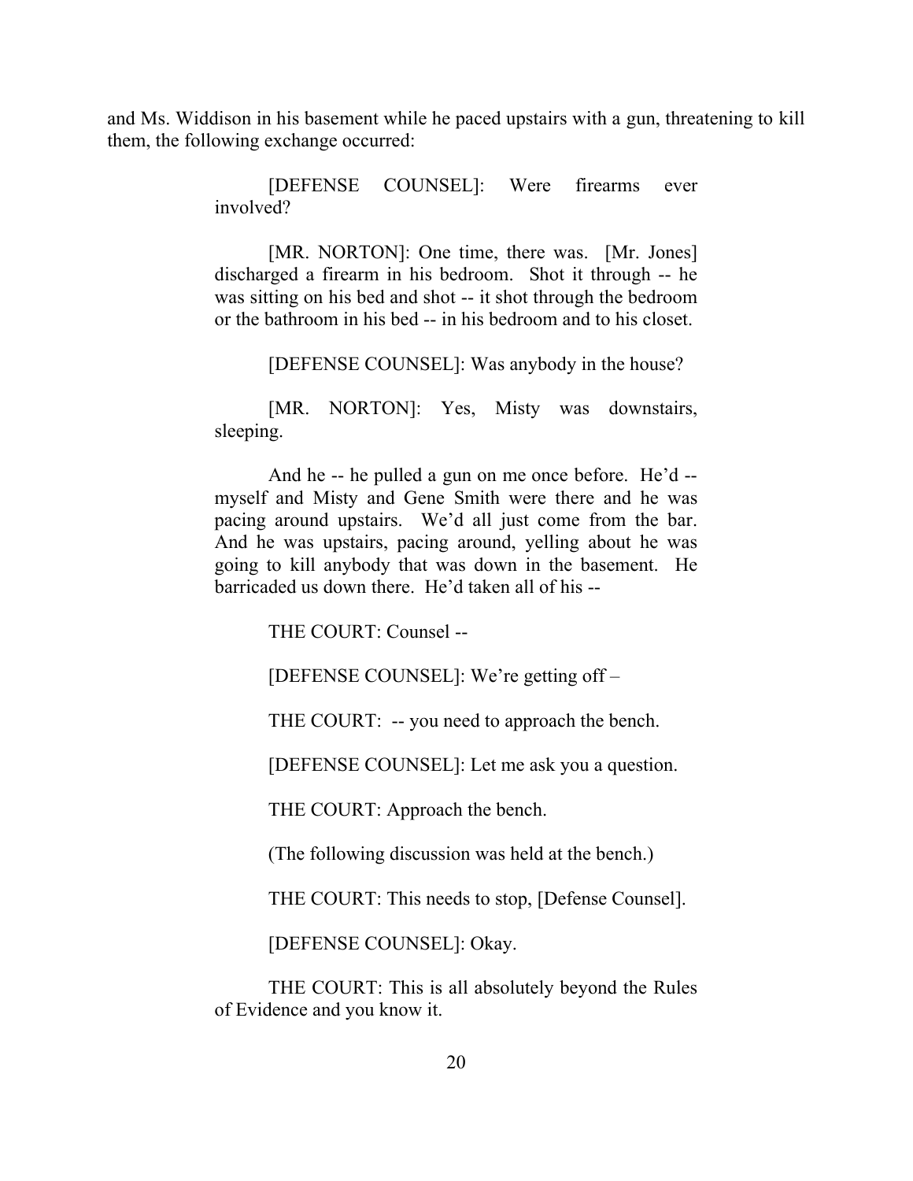and Ms. Widdison in his basement while he paced upstairs with a gun, threatening to kill them, the following exchange occurred:

> [DEFENSE COUNSEL]: Were firearms ever involved?
>
> [MR. NORTON]: One time, there was. [Mr. Jones] discharged a firearm in his bedroom. Shot it through -- he was sitting on his bed and shot -- it shot through the bedroom or the bathroom in his bed -- in his bedroom and to his closet.
>
> [DEFENSE COUNSEL]: Was anybody in the house?
>
> [MR. NORTON]: Yes, Misty was downstairs, sleeping.
>
> And he -- he pulled a gun on me once before. He'd -- myself and Misty and Gene Smith were there and he was pacing around upstairs. We'd all just come from the bar. And he was upstairs, pacing around, yelling about he was going to kill anybody that was down in the basement. He barricaded us down there. He'd taken all of his --
>
> THE COURT: Counsel --
>
> [DEFENSE COUNSEL]: We're getting off –
>
> THE COURT: -- you need to approach the bench.
>
> [DEFENSE COUNSEL]: Let me ask you a question.
>
> THE COURT: Approach the bench.
>
> (The following discussion was held at the bench.)
>
> THE COURT: This needs to stop, [Defense Counsel].
>
> [DEFENSE COUNSEL]: Okay.
>
> THE COURT: This is all absolutely beyond the Rules of Evidence and you know it.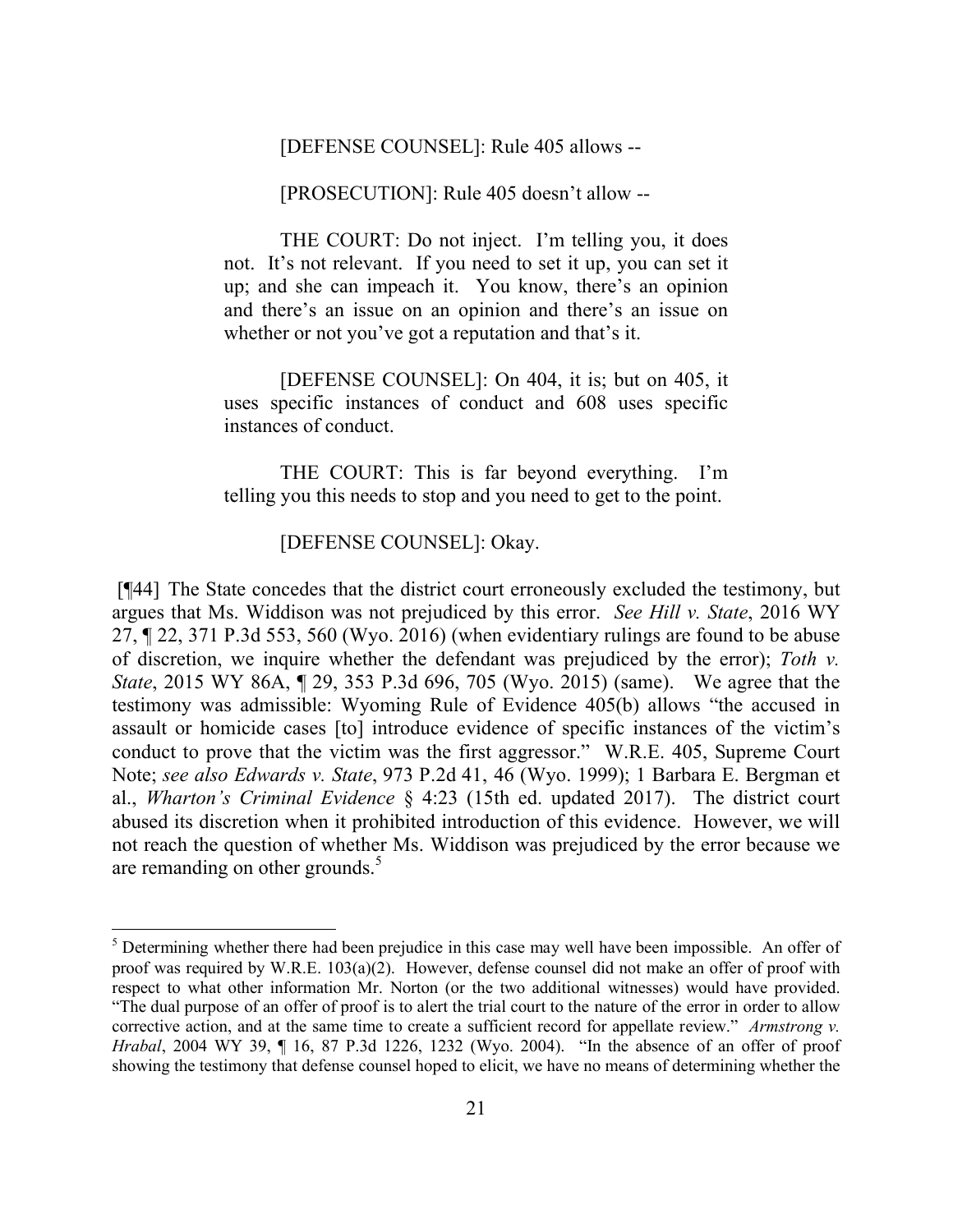> [DEFENSE COUNSEL]: Rule 405 allows --
>
> [PROSECUTION]: Rule 405 doesn't allow --
>
> THE COURT: Do not inject. I'm telling you, it does not. It's not relevant. If you need to set it up, you can set it up; and she can impeach it. You know, there's an opinion and there's an issue on an opinion and there's an issue on whether or not you've got a reputation and that's it.
>
> [DEFENSE COUNSEL]: On 404, it is; but on 405, it uses specific instances of conduct and 608 uses specific instances of conduct.
>
> THE COURT: This is far beyond everything. I'm telling you this needs to stop and you need to get to the point.
>
> [DEFENSE COUNSEL]: Okay.

[¶44] The State concedes that the district court erroneously excluded the testimony, but argues that Ms. Widdison was not prejudiced by this error. *See Hill v. State*, 2016 WY 27, ¶ 22, 371 P.3d 553, 560 (Wyo. 2016) (when evidentiary rulings are found to be abuse of discretion, we inquire whether the defendant was prejudiced by the error); *Toth v. State*, 2015 WY 86A, ¶ 29, 353 P.3d 696, 705 (Wyo. 2015) (same). We agree that the testimony was admissible: Wyoming Rule of Evidence 405(b) allows "the accused in assault or homicide cases [to] introduce evidence of specific instances of the victim's conduct to prove that the victim was the first aggressor." W.R.E. 405, Supreme Court Note; *see also Edwards v. State*, 973 P.2d 41, 46 (Wyo. 1999); 1 Barbara E. Bergman et al., *Wharton's Criminal Evidence* § 4:23 (15th ed. updated 2017). The district court abused its discretion when it prohibited introduction of this evidence. However, we will not reach the question of whether Ms. Widdison was prejudiced by the error because we are remanding on other grounds.[5]

---

[5] Determining whether there had been prejudice in this case may well have been impossible. An offer of proof was required by W.R.E. 103(a)(2). However, defense counsel did not make an offer of proof with respect to what other information Mr. Norton (or the two additional witnesses) would have provided. "The dual purpose of an offer of proof is to alert the trial court to the nature of the error in order to allow corrective action, and at the same time to create a sufficient record for appellate review." *Armstrong v. Hrabal*, 2004 WY 39, ¶ 16, 87 P.3d 1226, 1232 (Wyo. 2004). "In the absence of an offer of proof showing the testimony that defense counsel hoped to elicit, we have no means of determining whether the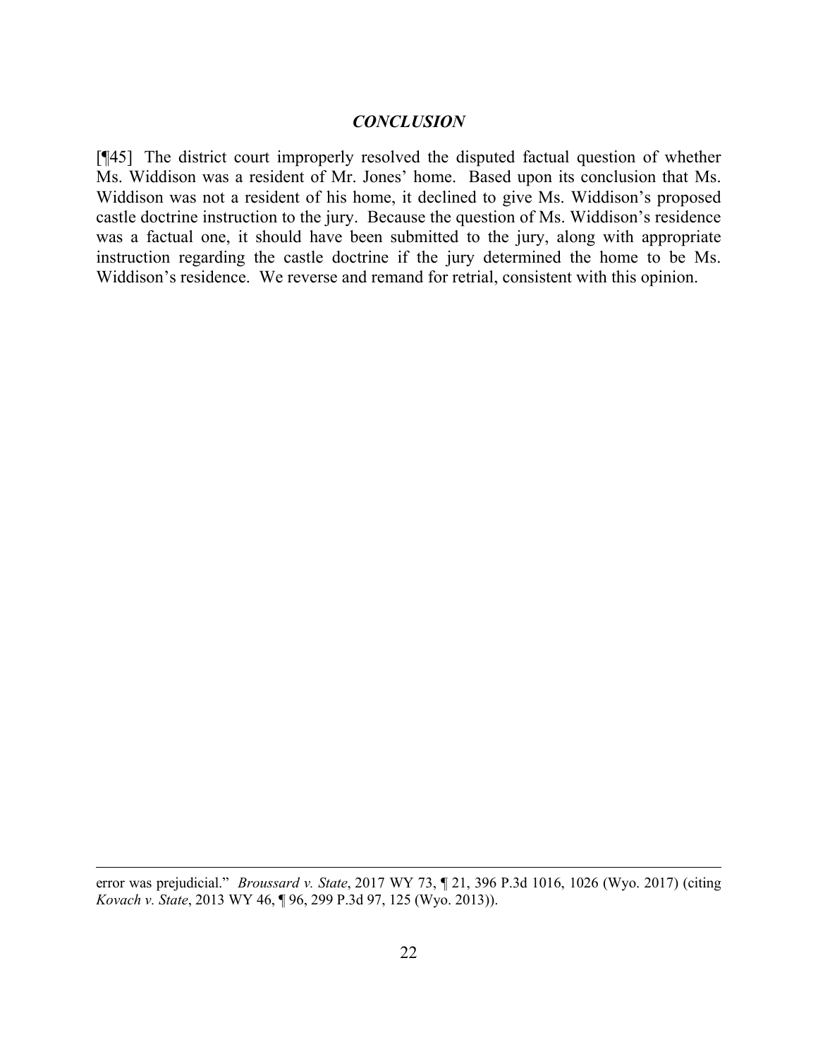## *CONCLUSION*

[¶45] The district court improperly resolved the disputed factual question of whether Ms. Widdison was a resident of Mr. Jones' home. Based upon its conclusion that Ms. Widdison was not a resident of his home, it declined to give Ms. Widdison's proposed castle doctrine instruction to the jury. Because the question of Ms. Widdison's residence was a factual one, it should have been submitted to the jury, along with appropriate instruction regarding the castle doctrine if the jury determined the home to be Ms. Widdison's residence. We reverse and remand for retrial, consistent with this opinion.

---

error was prejudicial." *Broussard v. State*, 2017 WY 73, ¶ 21, 396 P.3d 1016, 1026 (Wyo. 2017) (citing *Kovach v. State*, 2013 WY 46, ¶ 96, 299 P.3d 97, 125 (Wyo. 2013)).